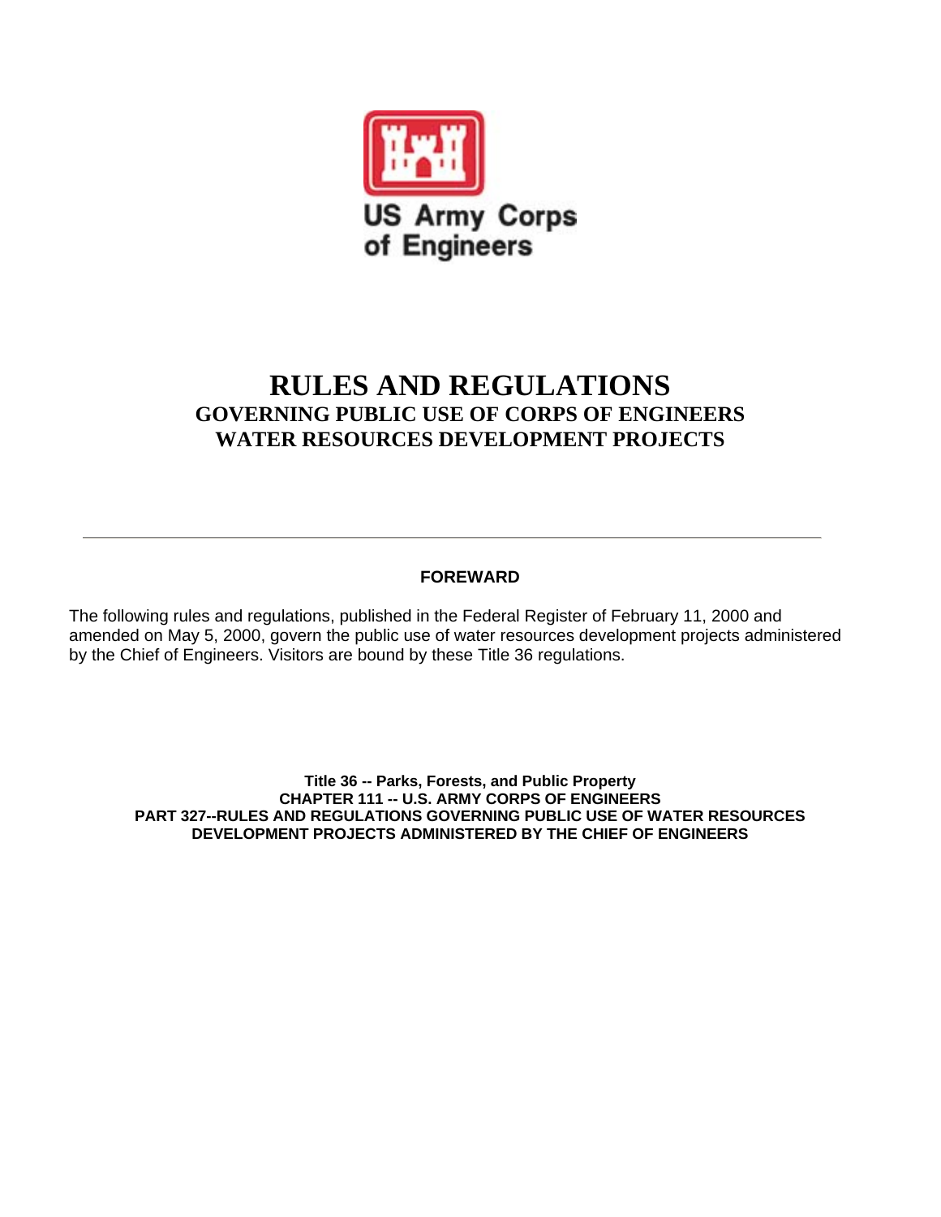US Army Corps of Engineers

# RULES AND REGULATIONS

## GOVERNING PUBLIC USE OF CORPS OF ENGINEERS WATER RESOURCES DEVELOPMENT PROJECTS

---

**FOREWARD**

The following rules and regulations, published in the Federal Register of February 11, 2000 and amended on May 5, 2000, govern the public use of water resources development projects administered by the Chief of Engineers. Visitors are bound by these Title 36 regulations.

**Title 36 -- Parks, Forests, and Public Property**
**CHAPTER 111 -- U.S. ARMY CORPS OF ENGINEERS**
**PART 327--RULES AND REGULATIONS GOVERNING PUBLIC USE OF WATER RESOURCES DEVELOPMENT PROJECTS ADMINISTERED BY THE CHIEF OF ENGINEERS**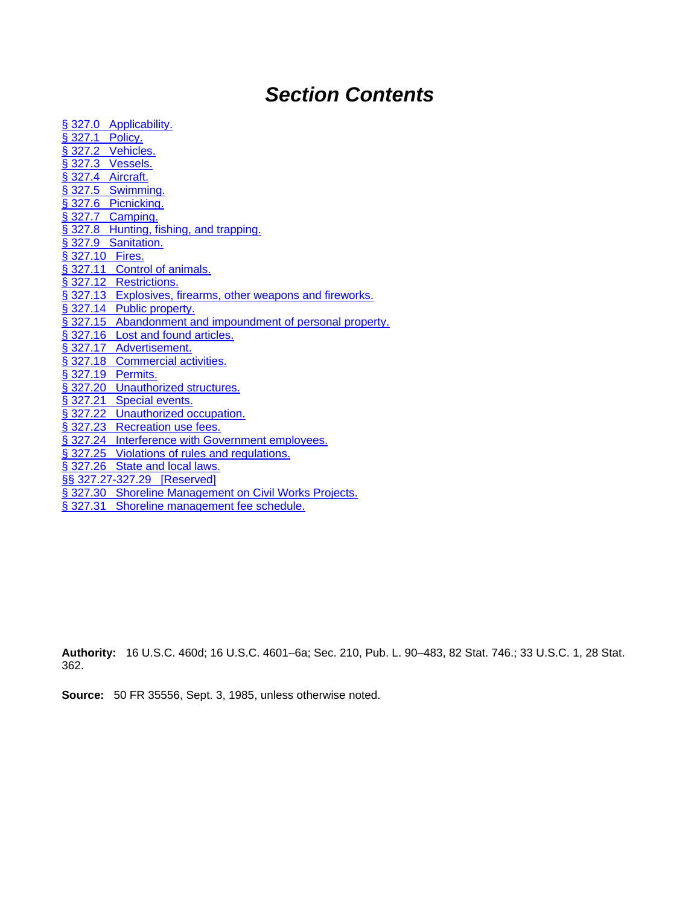# *Section Contents*

§ 327.0 Applicability.
§ 327.1 Policy.
§ 327.2 Vehicles.
§ 327.3 Vessels.
§ 327.4 Aircraft.
§ 327.5 Swimming.
§ 327.6 Picnicking.
§ 327.7 Camping.
§ 327.8 Hunting, fishing, and trapping.
§ 327.9 Sanitation.
§ 327.10 Fires.
§ 327.11 Control of animals.
§ 327.12 Restrictions.
§ 327.13 Explosives, firearms, other weapons and fireworks.
§ 327.14 Public property.
§ 327.15 Abandonment and impoundment of personal property.
§ 327.16 Lost and found articles.
§ 327.17 Advertisement.
§ 327.18 Commercial activities.
§ 327.19 Permits.
§ 327.20 Unauthorized structures.
§ 327.21 Special events.
§ 327.22 Unauthorized occupation.
§ 327.23 Recreation use fees.
§ 327.24 Interference with Government employees.
§ 327.25 Violations of rules and regulations.
§ 327.26 State and local laws.
§§ 327.27-327.29 [Reserved]
§ 327.30 Shoreline Management on Civil Works Projects.
§ 327.31 Shoreline management fee schedule.

**Authority:** 16 U.S.C. 460d; 16 U.S.C. 4601–6a; Sec. 210, Pub. L. 90–483, 82 Stat. 746.; 33 U.S.C. 1, 28 Stat. 362.

**Source:** 50 FR 35556, Sept. 3, 1985, unless otherwise noted.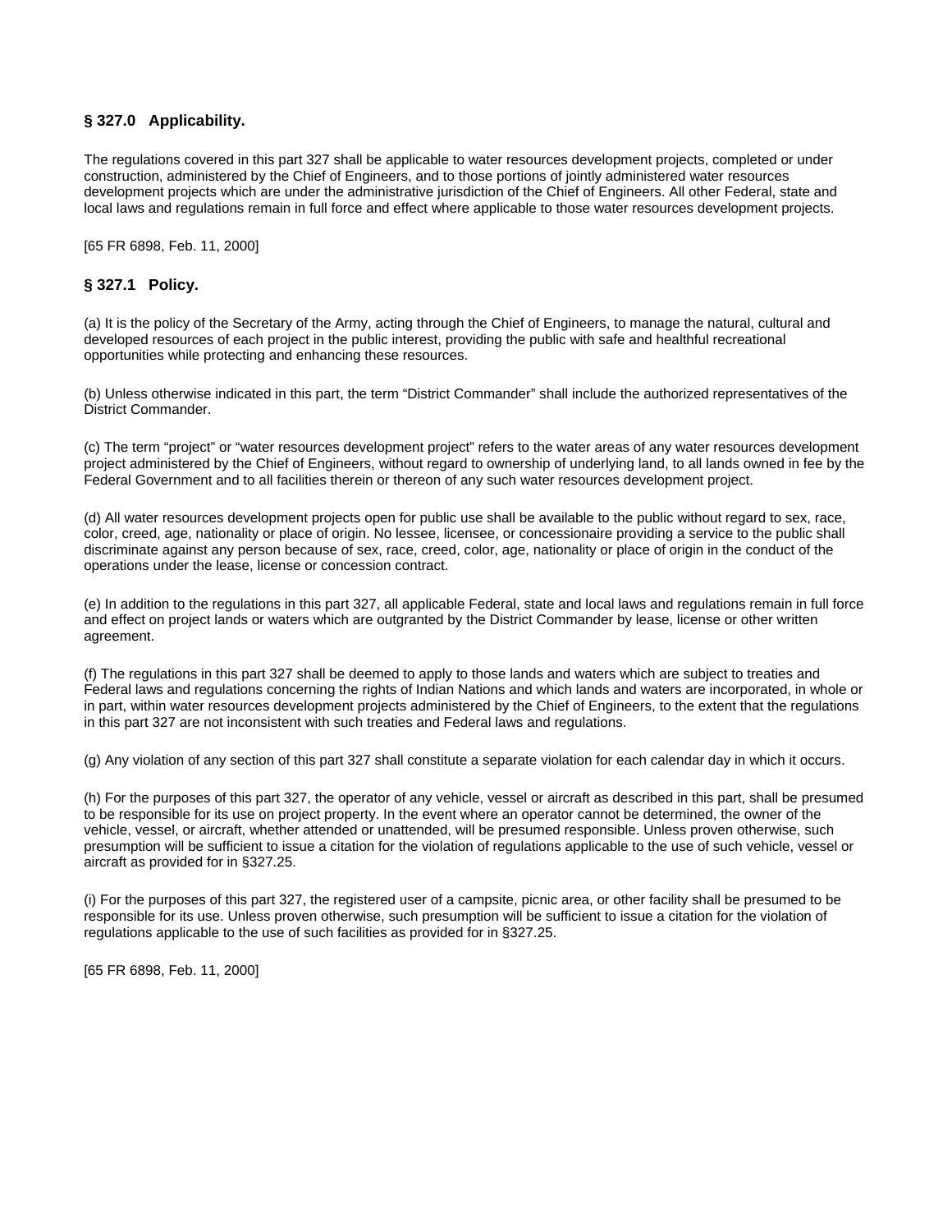### § 327.0 Applicability.

The regulations covered in this part 327 shall be applicable to water resources development projects, completed or under construction, administered by the Chief of Engineers, and to those portions of jointly administered water resources development projects which are under the administrative jurisdiction of the Chief of Engineers. All other Federal, state and local laws and regulations remain in full force and effect where applicable to those water resources development projects.

[65 FR 6898, Feb. 11, 2000]

### § 327.1 Policy.

(a) It is the policy of the Secretary of the Army, acting through the Chief of Engineers, to manage the natural, cultural and developed resources of each project in the public interest, providing the public with safe and healthful recreational opportunities while protecting and enhancing these resources.

(b) Unless otherwise indicated in this part, the term "District Commander" shall include the authorized representatives of the District Commander.

(c) The term "project" or "water resources development project" refers to the water areas of any water resources development project administered by the Chief of Engineers, without regard to ownership of underlying land, to all lands owned in fee by the Federal Government and to all facilities therein or thereon of any such water resources development project.

(d) All water resources development projects open for public use shall be available to the public without regard to sex, race, color, creed, age, nationality or place of origin. No lessee, licensee, or concessionaire providing a service to the public shall discriminate against any person because of sex, race, creed, color, age, nationality or place of origin in the conduct of the operations under the lease, license or concession contract.

(e) In addition to the regulations in this part 327, all applicable Federal, state and local laws and regulations remain in full force and effect on project lands or waters which are outgranted by the District Commander by lease, license or other written agreement.

(f) The regulations in this part 327 shall be deemed to apply to those lands and waters which are subject to treaties and Federal laws and regulations concerning the rights of Indian Nations and which lands and waters are incorporated, in whole or in part, within water resources development projects administered by the Chief of Engineers, to the extent that the regulations in this part 327 are not inconsistent with such treaties and Federal laws and regulations.

(g) Any violation of any section of this part 327 shall constitute a separate violation for each calendar day in which it occurs.

(h) For the purposes of this part 327, the operator of any vehicle, vessel or aircraft as described in this part, shall be presumed to be responsible for its use on project property. In the event where an operator cannot be determined, the owner of the vehicle, vessel, or aircraft, whether attended or unattended, will be presumed responsible. Unless proven otherwise, such presumption will be sufficient to issue a citation for the violation of regulations applicable to the use of such vehicle, vessel or aircraft as provided for in §327.25.

(i) For the purposes of this part 327, the registered user of a campsite, picnic area, or other facility shall be presumed to be responsible for its use. Unless proven otherwise, such presumption will be sufficient to issue a citation for the violation of regulations applicable to the use of such facilities as provided for in §327.25.

[65 FR 6898, Feb. 11, 2000]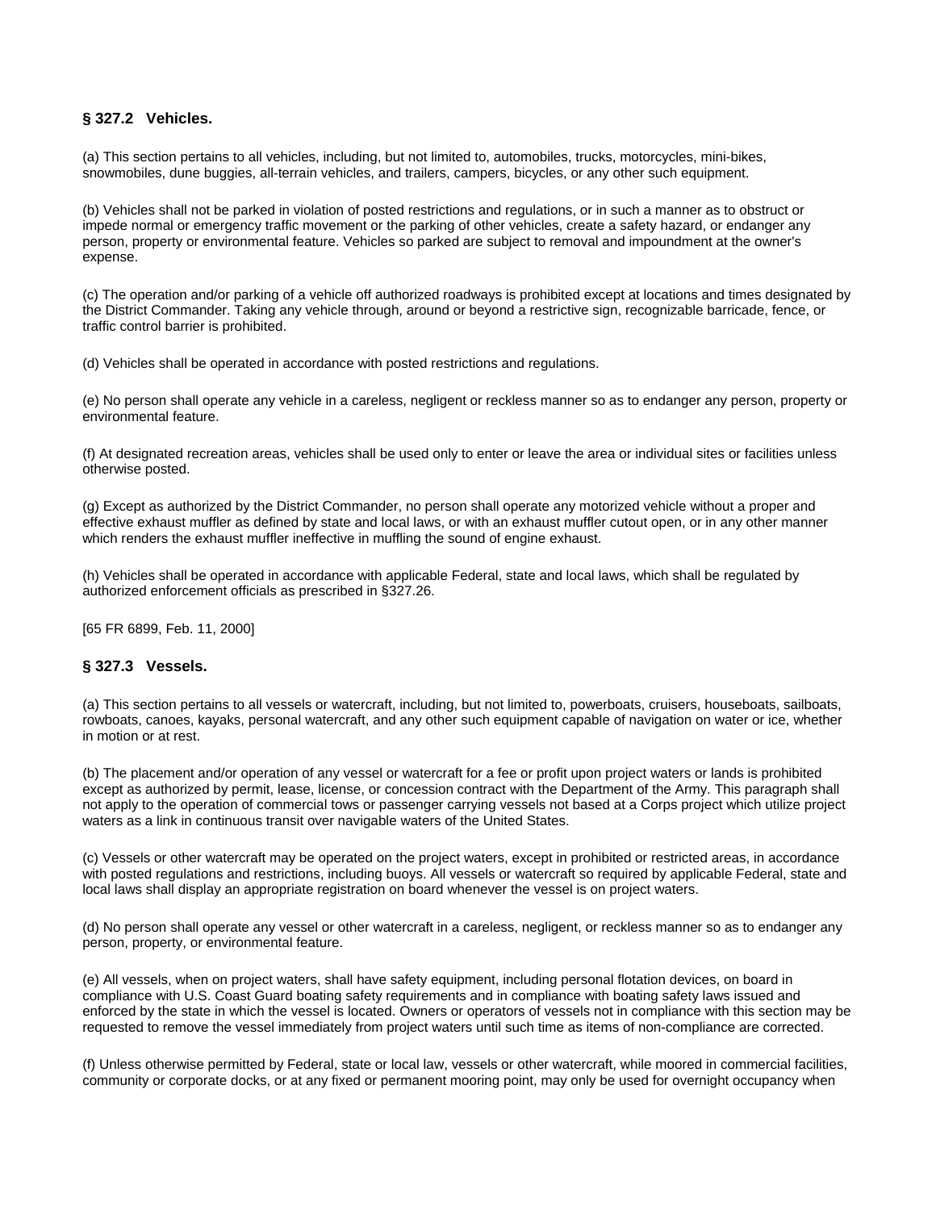### § 327.2 Vehicles.

(a) This section pertains to all vehicles, including, but not limited to, automobiles, trucks, motorcycles, mini-bikes, snowmobiles, dune buggies, all-terrain vehicles, and trailers, campers, bicycles, or any other such equipment.

(b) Vehicles shall not be parked in violation of posted restrictions and regulations, or in such a manner as to obstruct or impede normal or emergency traffic movement or the parking of other vehicles, create a safety hazard, or endanger any person, property or environmental feature. Vehicles so parked are subject to removal and impoundment at the owner's expense.

(c) The operation and/or parking of a vehicle off authorized roadways is prohibited except at locations and times designated by the District Commander. Taking any vehicle through, around or beyond a restrictive sign, recognizable barricade, fence, or traffic control barrier is prohibited.

(d) Vehicles shall be operated in accordance with posted restrictions and regulations.

(e) No person shall operate any vehicle in a careless, negligent or reckless manner so as to endanger any person, property or environmental feature.

(f) At designated recreation areas, vehicles shall be used only to enter or leave the area or individual sites or facilities unless otherwise posted.

(g) Except as authorized by the District Commander, no person shall operate any motorized vehicle without a proper and effective exhaust muffler as defined by state and local laws, or with an exhaust muffler cutout open, or in any other manner which renders the exhaust muffler ineffective in muffling the sound of engine exhaust.

(h) Vehicles shall be operated in accordance with applicable Federal, state and local laws, which shall be regulated by authorized enforcement officials as prescribed in §327.26.

[65 FR 6899, Feb. 11, 2000]

### § 327.3 Vessels.

(a) This section pertains to all vessels or watercraft, including, but not limited to, powerboats, cruisers, houseboats, sailboats, rowboats, canoes, kayaks, personal watercraft, and any other such equipment capable of navigation on water or ice, whether in motion or at rest.

(b) The placement and/or operation of any vessel or watercraft for a fee or profit upon project waters or lands is prohibited except as authorized by permit, lease, license, or concession contract with the Department of the Army. This paragraph shall not apply to the operation of commercial tows or passenger carrying vessels not based at a Corps project which utilize project waters as a link in continuous transit over navigable waters of the United States.

(c) Vessels or other watercraft may be operated on the project waters, except in prohibited or restricted areas, in accordance with posted regulations and restrictions, including buoys. All vessels or watercraft so required by applicable Federal, state and local laws shall display an appropriate registration on board whenever the vessel is on project waters.

(d) No person shall operate any vessel or other watercraft in a careless, negligent, or reckless manner so as to endanger any person, property, or environmental feature.

(e) All vessels, when on project waters, shall have safety equipment, including personal flotation devices, on board in compliance with U.S. Coast Guard boating safety requirements and in compliance with boating safety laws issued and enforced by the state in which the vessel is located. Owners or operators of vessels not in compliance with this section may be requested to remove the vessel immediately from project waters until such time as items of non-compliance are corrected.

(f) Unless otherwise permitted by Federal, state or local law, vessels or other watercraft, while moored in commercial facilities, community or corporate docks, or at any fixed or permanent mooring point, may only be used for overnight occupancy when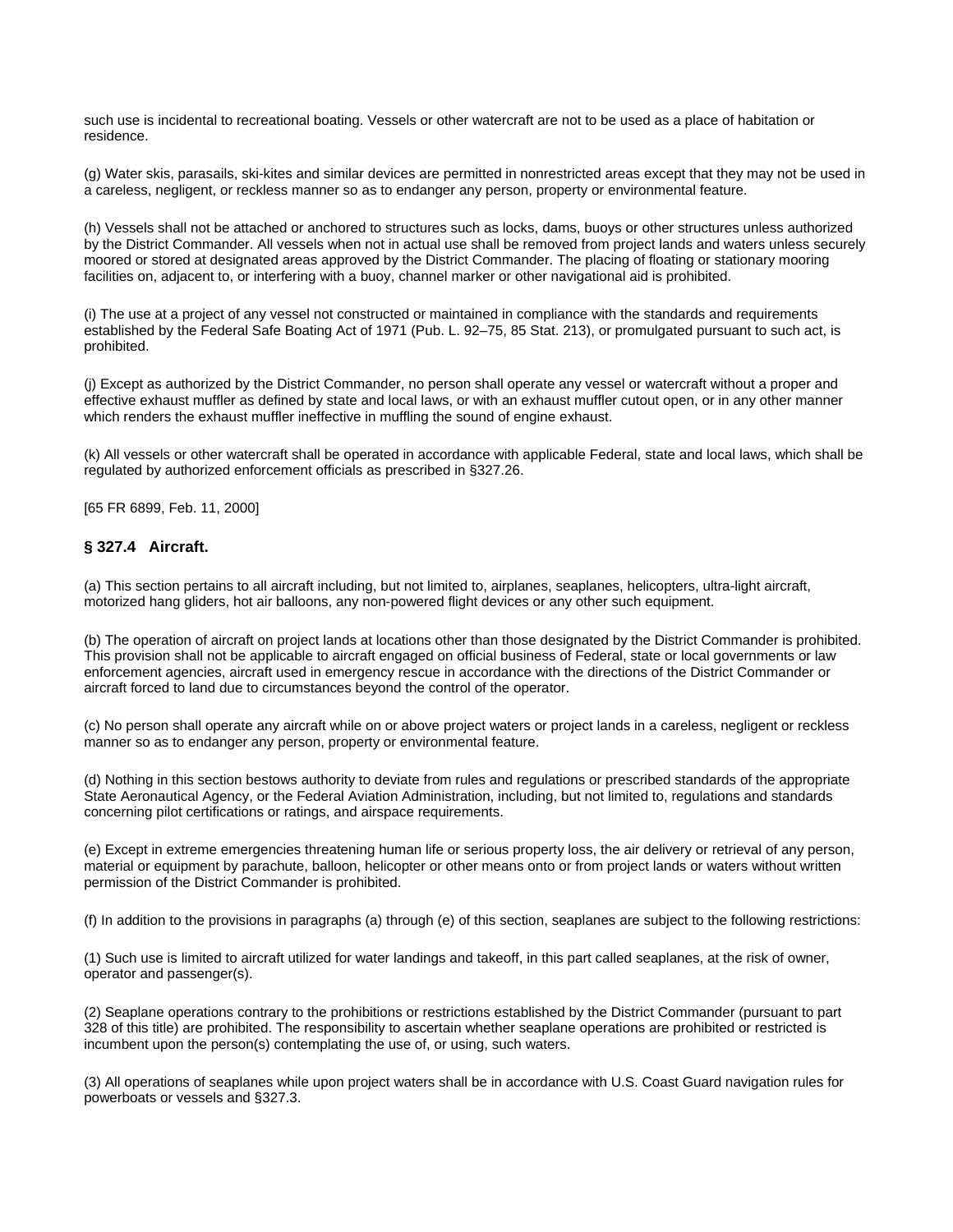such use is incidental to recreational boating. Vessels or other watercraft are not to be used as a place of habitation or residence.

(g) Water skis, parasails, ski-kites and similar devices are permitted in nonrestricted areas except that they may not be used in a careless, negligent, or reckless manner so as to endanger any person, property or environmental feature.

(h) Vessels shall not be attached or anchored to structures such as locks, dams, buoys or other structures unless authorized by the District Commander. All vessels when not in actual use shall be removed from project lands and waters unless securely moored or stored at designated areas approved by the District Commander. The placing of floating or stationary mooring facilities on, adjacent to, or interfering with a buoy, channel marker or other navigational aid is prohibited.

(i) The use at a project of any vessel not constructed or maintained in compliance with the standards and requirements established by the Federal Safe Boating Act of 1971 (Pub. L. 92–75, 85 Stat. 213), or promulgated pursuant to such act, is prohibited.

(j) Except as authorized by the District Commander, no person shall operate any vessel or watercraft without a proper and effective exhaust muffler as defined by state and local laws, or with an exhaust muffler cutout open, or in any other manner which renders the exhaust muffler ineffective in muffling the sound of engine exhaust.

(k) All vessels or other watercraft shall be operated in accordance with applicable Federal, state and local laws, which shall be regulated by authorized enforcement officials as prescribed in §327.26.

[65 FR 6899, Feb. 11, 2000]

### § 327.4 Aircraft.

(a) This section pertains to all aircraft including, but not limited to, airplanes, seaplanes, helicopters, ultra-light aircraft, motorized hang gliders, hot air balloons, any non-powered flight devices or any other such equipment.

(b) The operation of aircraft on project lands at locations other than those designated by the District Commander is prohibited. This provision shall not be applicable to aircraft engaged on official business of Federal, state or local governments or law enforcement agencies, aircraft used in emergency rescue in accordance with the directions of the District Commander or aircraft forced to land due to circumstances beyond the control of the operator.

(c) No person shall operate any aircraft while on or above project waters or project lands in a careless, negligent or reckless manner so as to endanger any person, property or environmental feature.

(d) Nothing in this section bestows authority to deviate from rules and regulations or prescribed standards of the appropriate State Aeronautical Agency, or the Federal Aviation Administration, including, but not limited to, regulations and standards concerning pilot certifications or ratings, and airspace requirements.

(e) Except in extreme emergencies threatening human life or serious property loss, the air delivery or retrieval of any person, material or equipment by parachute, balloon, helicopter or other means onto or from project lands or waters without written permission of the District Commander is prohibited.

(f) In addition to the provisions in paragraphs (a) through (e) of this section, seaplanes are subject to the following restrictions:

(1) Such use is limited to aircraft utilized for water landings and takeoff, in this part called seaplanes, at the risk of owner, operator and passenger(s).

(2) Seaplane operations contrary to the prohibitions or restrictions established by the District Commander (pursuant to part 328 of this title) are prohibited. The responsibility to ascertain whether seaplane operations are prohibited or restricted is incumbent upon the person(s) contemplating the use of, or using, such waters.

(3) All operations of seaplanes while upon project waters shall be in accordance with U.S. Coast Guard navigation rules for powerboats or vessels and §327.3.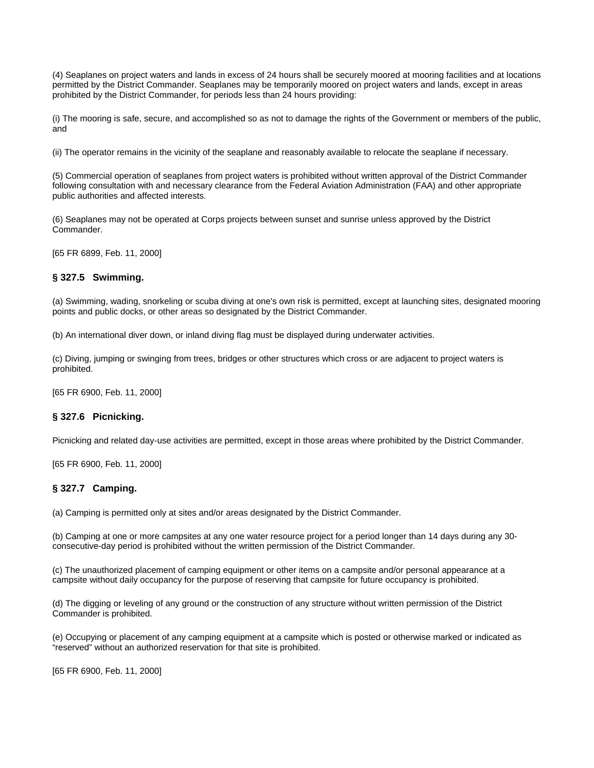(4) Seaplanes on project waters and lands in excess of 24 hours shall be securely moored at mooring facilities and at locations permitted by the District Commander. Seaplanes may be temporarily moored on project waters and lands, except in areas prohibited by the District Commander, for periods less than 24 hours providing:

(i) The mooring is safe, secure, and accomplished so as not to damage the rights of the Government or members of the public, and

(ii) The operator remains in the vicinity of the seaplane and reasonably available to relocate the seaplane if necessary.

(5) Commercial operation of seaplanes from project waters is prohibited without written approval of the District Commander following consultation with and necessary clearance from the Federal Aviation Administration (FAA) and other appropriate public authorities and affected interests.

(6) Seaplanes may not be operated at Corps projects between sunset and sunrise unless approved by the District Commander.

[65 FR 6899, Feb. 11, 2000]

### § 327.5 Swimming.

(a) Swimming, wading, snorkeling or scuba diving at one's own risk is permitted, except at launching sites, designated mooring points and public docks, or other areas so designated by the District Commander.

(b) An international diver down, or inland diving flag must be displayed during underwater activities.

(c) Diving, jumping or swinging from trees, bridges or other structures which cross or are adjacent to project waters is prohibited.

[65 FR 6900, Feb. 11, 2000]

### § 327.6 Picnicking.

Picnicking and related day-use activities are permitted, except in those areas where prohibited by the District Commander.

[65 FR 6900, Feb. 11, 2000]

### § 327.7 Camping.

(a) Camping is permitted only at sites and/or areas designated by the District Commander.

(b) Camping at one or more campsites at any one water resource project for a period longer than 14 days during any 30-consecutive-day period is prohibited without the written permission of the District Commander.

(c) The unauthorized placement of camping equipment or other items on a campsite and/or personal appearance at a campsite without daily occupancy for the purpose of reserving that campsite for future occupancy is prohibited.

(d) The digging or leveling of any ground or the construction of any structure without written permission of the District Commander is prohibited.

(e) Occupying or placement of any camping equipment at a campsite which is posted or otherwise marked or indicated as "reserved" without an authorized reservation for that site is prohibited.

[65 FR 6900, Feb. 11, 2000]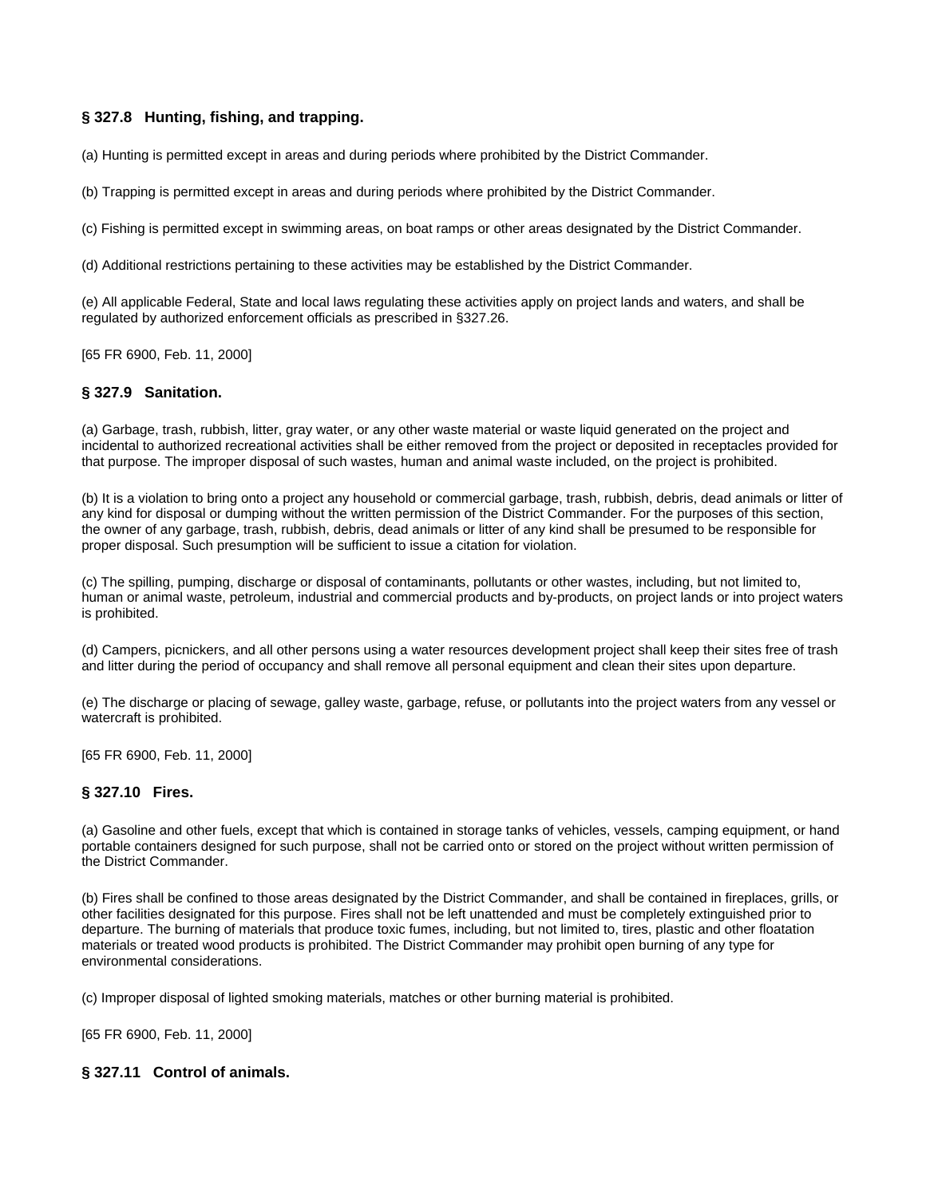### § 327.8 Hunting, fishing, and trapping.

(a) Hunting is permitted except in areas and during periods where prohibited by the District Commander.

(b) Trapping is permitted except in areas and during periods where prohibited by the District Commander.

(c) Fishing is permitted except in swimming areas, on boat ramps or other areas designated by the District Commander.

(d) Additional restrictions pertaining to these activities may be established by the District Commander.

(e) All applicable Federal, State and local laws regulating these activities apply on project lands and waters, and shall be regulated by authorized enforcement officials as prescribed in §327.26.

[65 FR 6900, Feb. 11, 2000]

### § 327.9 Sanitation.

(a) Garbage, trash, rubbish, litter, gray water, or any other waste material or waste liquid generated on the project and incidental to authorized recreational activities shall be either removed from the project or deposited in receptacles provided for that purpose. The improper disposal of such wastes, human and animal waste included, on the project is prohibited.

(b) It is a violation to bring onto a project any household or commercial garbage, trash, rubbish, debris, dead animals or litter of any kind for disposal or dumping without the written permission of the District Commander. For the purposes of this section, the owner of any garbage, trash, rubbish, debris, dead animals or litter of any kind shall be presumed to be responsible for proper disposal. Such presumption will be sufficient to issue a citation for violation.

(c) The spilling, pumping, discharge or disposal of contaminants, pollutants or other wastes, including, but not limited to, human or animal waste, petroleum, industrial and commercial products and by-products, on project lands or into project waters is prohibited.

(d) Campers, picnickers, and all other persons using a water resources development project shall keep their sites free of trash and litter during the period of occupancy and shall remove all personal equipment and clean their sites upon departure.

(e) The discharge or placing of sewage, galley waste, garbage, refuse, or pollutants into the project waters from any vessel or watercraft is prohibited.

[65 FR 6900, Feb. 11, 2000]

### § 327.10 Fires.

(a) Gasoline and other fuels, except that which is contained in storage tanks of vehicles, vessels, camping equipment, or hand portable containers designed for such purpose, shall not be carried onto or stored on the project without written permission of the District Commander.

(b) Fires shall be confined to those areas designated by the District Commander, and shall be contained in fireplaces, grills, or other facilities designated for this purpose. Fires shall not be left unattended and must be completely extinguished prior to departure. The burning of materials that produce toxic fumes, including, but not limited to, tires, plastic and other floatation materials or treated wood products is prohibited. The District Commander may prohibit open burning of any type for environmental considerations.

(c) Improper disposal of lighted smoking materials, matches or other burning material is prohibited.

[65 FR 6900, Feb. 11, 2000]

### § 327.11 Control of animals.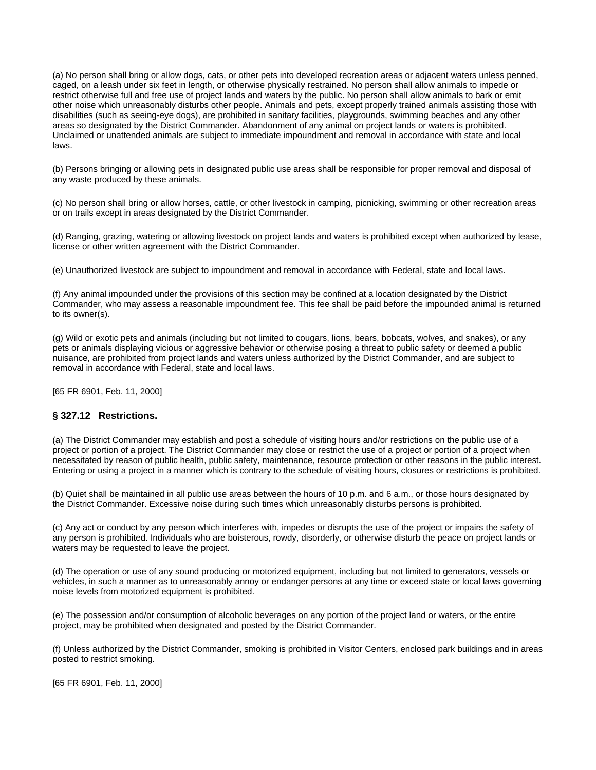(a) No person shall bring or allow dogs, cats, or other pets into developed recreation areas or adjacent waters unless penned, caged, on a leash under six feet in length, or otherwise physically restrained. No person shall allow animals to impede or restrict otherwise full and free use of project lands and waters by the public. No person shall allow animals to bark or emit other noise which unreasonably disturbs other people. Animals and pets, except properly trained animals assisting those with disabilities (such as seeing-eye dogs), are prohibited in sanitary facilities, playgrounds, swimming beaches and any other areas so designated by the District Commander. Abandonment of any animal on project lands or waters is prohibited. Unclaimed or unattended animals are subject to immediate impoundment and removal in accordance with state and local laws.

(b) Persons bringing or allowing pets in designated public use areas shall be responsible for proper removal and disposal of any waste produced by these animals.

(c) No person shall bring or allow horses, cattle, or other livestock in camping, picnicking, swimming or other recreation areas or on trails except in areas designated by the District Commander.

(d) Ranging, grazing, watering or allowing livestock on project lands and waters is prohibited except when authorized by lease, license or other written agreement with the District Commander.

(e) Unauthorized livestock are subject to impoundment and removal in accordance with Federal, state and local laws.

(f) Any animal impounded under the provisions of this section may be confined at a location designated by the District Commander, who may assess a reasonable impoundment fee. This fee shall be paid before the impounded animal is returned to its owner(s).

(g) Wild or exotic pets and animals (including but not limited to cougars, lions, bears, bobcats, wolves, and snakes), or any pets or animals displaying vicious or aggressive behavior or otherwise posing a threat to public safety or deemed a public nuisance, are prohibited from project lands and waters unless authorized by the District Commander, and are subject to removal in accordance with Federal, state and local laws.

[65 FR 6901, Feb. 11, 2000]

### § 327.12 Restrictions.

(a) The District Commander may establish and post a schedule of visiting hours and/or restrictions on the public use of a project or portion of a project. The District Commander may close or restrict the use of a project or portion of a project when necessitated by reason of public health, public safety, maintenance, resource protection or other reasons in the public interest. Entering or using a project in a manner which is contrary to the schedule of visiting hours, closures or restrictions is prohibited.

(b) Quiet shall be maintained in all public use areas between the hours of 10 p.m. and 6 a.m., or those hours designated by the District Commander. Excessive noise during such times which unreasonably disturbs persons is prohibited.

(c) Any act or conduct by any person which interferes with, impedes or disrupts the use of the project or impairs the safety of any person is prohibited. Individuals who are boisterous, rowdy, disorderly, or otherwise disturb the peace on project lands or waters may be requested to leave the project.

(d) The operation or use of any sound producing or motorized equipment, including but not limited to generators, vessels or vehicles, in such a manner as to unreasonably annoy or endanger persons at any time or exceed state or local laws governing noise levels from motorized equipment is prohibited.

(e) The possession and/or consumption of alcoholic beverages on any portion of the project land or waters, or the entire project, may be prohibited when designated and posted by the District Commander.

(f) Unless authorized by the District Commander, smoking is prohibited in Visitor Centers, enclosed park buildings and in areas posted to restrict smoking.

[65 FR 6901, Feb. 11, 2000]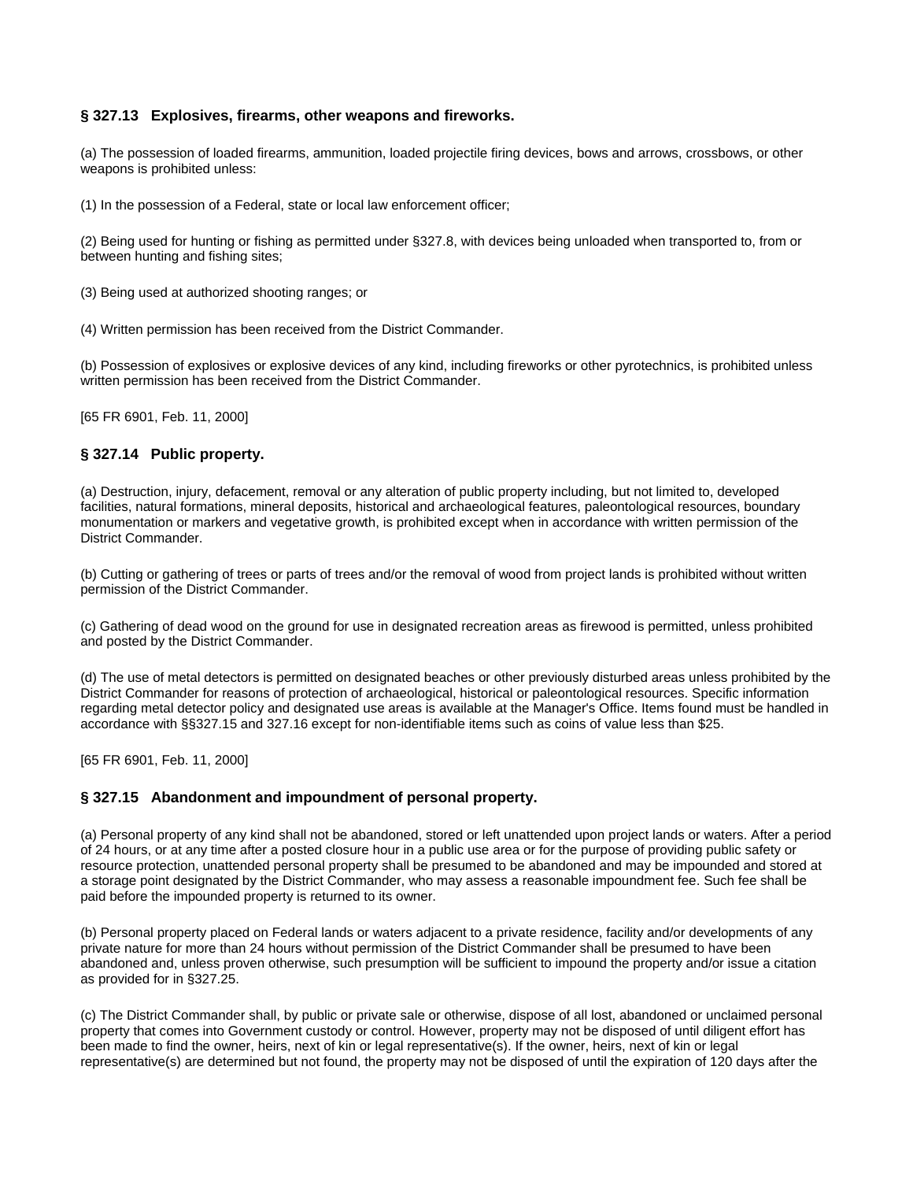### § 327.13 Explosives, firearms, other weapons and fireworks.

(a) The possession of loaded firearms, ammunition, loaded projectile firing devices, bows and arrows, crossbows, or other weapons is prohibited unless:

(1) In the possession of a Federal, state or local law enforcement officer;

(2) Being used for hunting or fishing as permitted under §327.8, with devices being unloaded when transported to, from or between hunting and fishing sites;

(3) Being used at authorized shooting ranges; or

(4) Written permission has been received from the District Commander.

(b) Possession of explosives or explosive devices of any kind, including fireworks or other pyrotechnics, is prohibited unless written permission has been received from the District Commander.

[65 FR 6901, Feb. 11, 2000]

### § 327.14 Public property.

(a) Destruction, injury, defacement, removal or any alteration of public property including, but not limited to, developed facilities, natural formations, mineral deposits, historical and archaeological features, paleontological resources, boundary monumentation or markers and vegetative growth, is prohibited except when in accordance with written permission of the District Commander.

(b) Cutting or gathering of trees or parts of trees and/or the removal of wood from project lands is prohibited without written permission of the District Commander.

(c) Gathering of dead wood on the ground for use in designated recreation areas as firewood is permitted, unless prohibited and posted by the District Commander.

(d) The use of metal detectors is permitted on designated beaches or other previously disturbed areas unless prohibited by the District Commander for reasons of protection of archaeological, historical or paleontological resources. Specific information regarding metal detector policy and designated use areas is available at the Manager's Office. Items found must be handled in accordance with §§327.15 and 327.16 except for non-identifiable items such as coins of value less than $25.

[65 FR 6901, Feb. 11, 2000]

### § 327.15 Abandonment and impoundment of personal property.

(a) Personal property of any kind shall not be abandoned, stored or left unattended upon project lands or waters. After a period of 24 hours, or at any time after a posted closure hour in a public use area or for the purpose of providing public safety or resource protection, unattended personal property shall be presumed to be abandoned and may be impounded and stored at a storage point designated by the District Commander, who may assess a reasonable impoundment fee. Such fee shall be paid before the impounded property is returned to its owner.

(b) Personal property placed on Federal lands or waters adjacent to a private residence, facility and/or developments of any private nature for more than 24 hours without permission of the District Commander shall be presumed to have been abandoned and, unless proven otherwise, such presumption will be sufficient to impound the property and/or issue a citation as provided for in §327.25.

(c) The District Commander shall, by public or private sale or otherwise, dispose of all lost, abandoned or unclaimed personal property that comes into Government custody or control. However, property may not be disposed of until diligent effort has been made to find the owner, heirs, next of kin or legal representative(s). If the owner, heirs, next of kin or legal representative(s) are determined but not found, the property may not be disposed of until the expiration of 120 days after the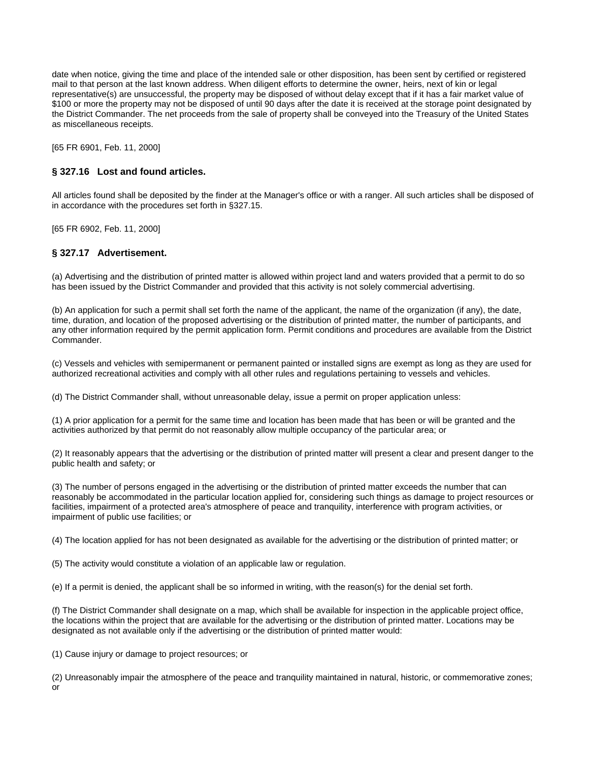date when notice, giving the time and place of the intended sale or other disposition, has been sent by certified or registered mail to that person at the last known address. When diligent efforts to determine the owner, heirs, next of kin or legal representative(s) are unsuccessful, the property may be disposed of without delay except that if it has a fair market value of $100 or more the property may not be disposed of until 90 days after the date it is received at the storage point designated by the District Commander. The net proceeds from the sale of property shall be conveyed into the Treasury of the United States as miscellaneous receipts.

[65 FR 6901, Feb. 11, 2000]

### § 327.16 Lost and found articles.

All articles found shall be deposited by the finder at the Manager's office or with a ranger. All such articles shall be disposed of in accordance with the procedures set forth in §327.15.

[65 FR 6902, Feb. 11, 2000]

### § 327.17 Advertisement.

(a) Advertising and the distribution of printed matter is allowed within project land and waters provided that a permit to do so has been issued by the District Commander and provided that this activity is not solely commercial advertising.

(b) An application for such a permit shall set forth the name of the applicant, the name of the organization (if any), the date, time, duration, and location of the proposed advertising or the distribution of printed matter, the number of participants, and any other information required by the permit application form. Permit conditions and procedures are available from the District Commander.

(c) Vessels and vehicles with semipermanent or permanent painted or installed signs are exempt as long as they are used for authorized recreational activities and comply with all other rules and regulations pertaining to vessels and vehicles.

(d) The District Commander shall, without unreasonable delay, issue a permit on proper application unless:

(1) A prior application for a permit for the same time and location has been made that has been or will be granted and the activities authorized by that permit do not reasonably allow multiple occupancy of the particular area; or

(2) It reasonably appears that the advertising or the distribution of printed matter will present a clear and present danger to the public health and safety; or

(3) The number of persons engaged in the advertising or the distribution of printed matter exceeds the number that can reasonably be accommodated in the particular location applied for, considering such things as damage to project resources or facilities, impairment of a protected area's atmosphere of peace and tranquility, interference with program activities, or impairment of public use facilities; or

(4) The location applied for has not been designated as available for the advertising or the distribution of printed matter; or

(5) The activity would constitute a violation of an applicable law or regulation.

(e) If a permit is denied, the applicant shall be so informed in writing, with the reason(s) for the denial set forth.

(f) The District Commander shall designate on a map, which shall be available for inspection in the applicable project office, the locations within the project that are available for the advertising or the distribution of printed matter. Locations may be designated as not available only if the advertising or the distribution of printed matter would:

(1) Cause injury or damage to project resources; or

(2) Unreasonably impair the atmosphere of the peace and tranquility maintained in natural, historic, or commemorative zones; or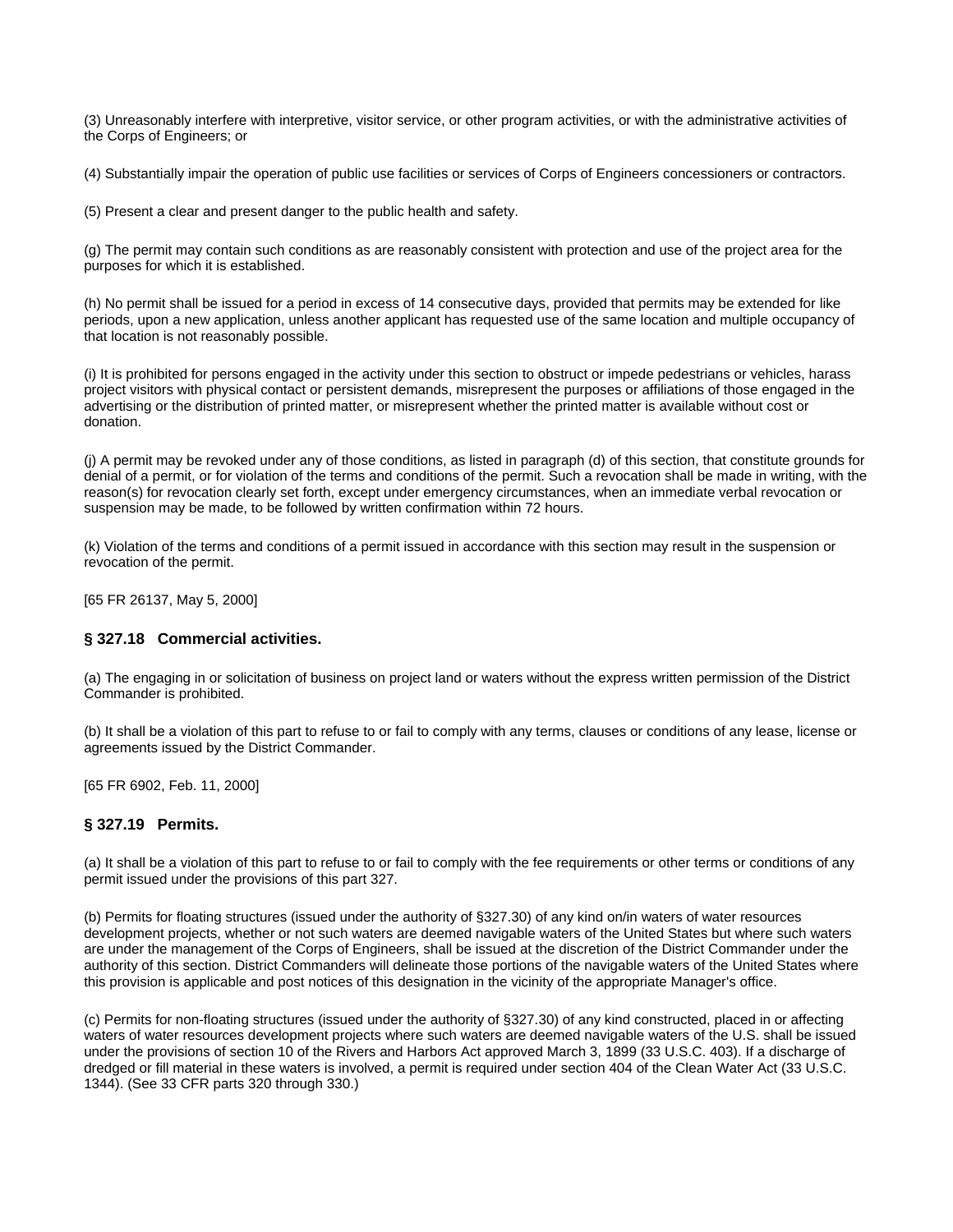(3) Unreasonably interfere with interpretive, visitor service, or other program activities, or with the administrative activities of the Corps of Engineers; or

(4) Substantially impair the operation of public use facilities or services of Corps of Engineers concessioners or contractors.

(5) Present a clear and present danger to the public health and safety.

(g) The permit may contain such conditions as are reasonably consistent with protection and use of the project area for the purposes for which it is established.

(h) No permit shall be issued for a period in excess of 14 consecutive days, provided that permits may be extended for like periods, upon a new application, unless another applicant has requested use of the same location and multiple occupancy of that location is not reasonably possible.

(i) It is prohibited for persons engaged in the activity under this section to obstruct or impede pedestrians or vehicles, harass project visitors with physical contact or persistent demands, misrepresent the purposes or affiliations of those engaged in the advertising or the distribution of printed matter, or misrepresent whether the printed matter is available without cost or donation.

(j) A permit may be revoked under any of those conditions, as listed in paragraph (d) of this section, that constitute grounds for denial of a permit, or for violation of the terms and conditions of the permit. Such a revocation shall be made in writing, with the reason(s) for revocation clearly set forth, except under emergency circumstances, when an immediate verbal revocation or suspension may be made, to be followed by written confirmation within 72 hours.

(k) Violation of the terms and conditions of a permit issued in accordance with this section may result in the suspension or revocation of the permit.

[65 FR 26137, May 5, 2000]

### § 327.18 Commercial activities.

(a) The engaging in or solicitation of business on project land or waters without the express written permission of the District Commander is prohibited.

(b) It shall be a violation of this part to refuse to or fail to comply with any terms, clauses or conditions of any lease, license or agreements issued by the District Commander.

[65 FR 6902, Feb. 11, 2000]

### § 327.19 Permits.

(a) It shall be a violation of this part to refuse to or fail to comply with the fee requirements or other terms or conditions of any permit issued under the provisions of this part 327.

(b) Permits for floating structures (issued under the authority of §327.30) of any kind on/in waters of water resources development projects, whether or not such waters are deemed navigable waters of the United States but where such waters are under the management of the Corps of Engineers, shall be issued at the discretion of the District Commander under the authority of this section. District Commanders will delineate those portions of the navigable waters of the United States where this provision is applicable and post notices of this designation in the vicinity of the appropriate Manager's office.

(c) Permits for non-floating structures (issued under the authority of §327.30) of any kind constructed, placed in or affecting waters of water resources development projects where such waters are deemed navigable waters of the U.S. shall be issued under the provisions of section 10 of the Rivers and Harbors Act approved March 3, 1899 (33 U.S.C. 403). If a discharge of dredged or fill material in these waters is involved, a permit is required under section 404 of the Clean Water Act (33 U.S.C. 1344). (See 33 CFR parts 320 through 330.)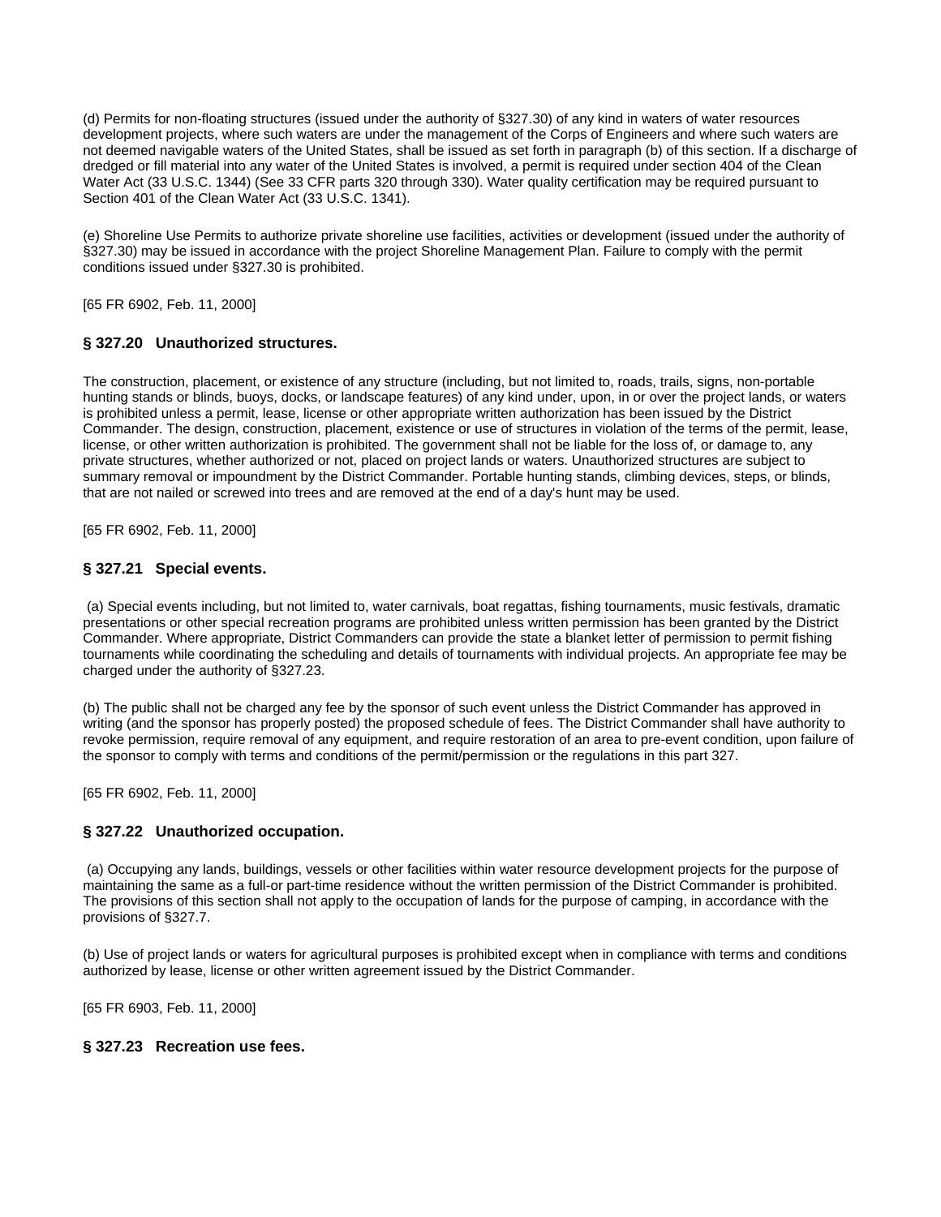(d) Permits for non-floating structures (issued under the authority of §327.30) of any kind in waters of water resources development projects, where such waters are under the management of the Corps of Engineers and where such waters are not deemed navigable waters of the United States, shall be issued as set forth in paragraph (b) of this section. If a discharge of dredged or fill material into any water of the United States is involved, a permit is required under section 404 of the Clean Water Act (33 U.S.C. 1344) (See 33 CFR parts 320 through 330). Water quality certification may be required pursuant to Section 401 of the Clean Water Act (33 U.S.C. 1341).

(e) Shoreline Use Permits to authorize private shoreline use facilities, activities or development (issued under the authority of §327.30) may be issued in accordance with the project Shoreline Management Plan. Failure to comply with the permit conditions issued under §327.30 is prohibited.

[65 FR 6902, Feb. 11, 2000]

### § 327.20 Unauthorized structures.

The construction, placement, or existence of any structure (including, but not limited to, roads, trails, signs, non-portable hunting stands or blinds, buoys, docks, or landscape features) of any kind under, upon, in or over the project lands, or waters is prohibited unless a permit, lease, license or other appropriate written authorization has been issued by the District Commander. The design, construction, placement, existence or use of structures in violation of the terms of the permit, lease, license, or other written authorization is prohibited. The government shall not be liable for the loss of, or damage to, any private structures, whether authorized or not, placed on project lands or waters. Unauthorized structures are subject to summary removal or impoundment by the District Commander. Portable hunting stands, climbing devices, steps, or blinds, that are not nailed or screwed into trees and are removed at the end of a day's hunt may be used.

[65 FR 6902, Feb. 11, 2000]

### § 327.21 Special events.

(a) Special events including, but not limited to, water carnivals, boat regattas, fishing tournaments, music festivals, dramatic presentations or other special recreation programs are prohibited unless written permission has been granted by the District Commander. Where appropriate, District Commanders can provide the state a blanket letter of permission to permit fishing tournaments while coordinating the scheduling and details of tournaments with individual projects. An appropriate fee may be charged under the authority of §327.23.

(b) The public shall not be charged any fee by the sponsor of such event unless the District Commander has approved in writing (and the sponsor has properly posted) the proposed schedule of fees. The District Commander shall have authority to revoke permission, require removal of any equipment, and require restoration of an area to pre-event condition, upon failure of the sponsor to comply with terms and conditions of the permit/permission or the regulations in this part 327.

[65 FR 6902, Feb. 11, 2000]

### § 327.22 Unauthorized occupation.

(a) Occupying any lands, buildings, vessels or other facilities within water resource development projects for the purpose of maintaining the same as a full-or part-time residence without the written permission of the District Commander is prohibited. The provisions of this section shall not apply to the occupation of lands for the purpose of camping, in accordance with the provisions of §327.7.

(b) Use of project lands or waters for agricultural purposes is prohibited except when in compliance with terms and conditions authorized by lease, license or other written agreement issued by the District Commander.

[65 FR 6903, Feb. 11, 2000]

### § 327.23 Recreation use fees.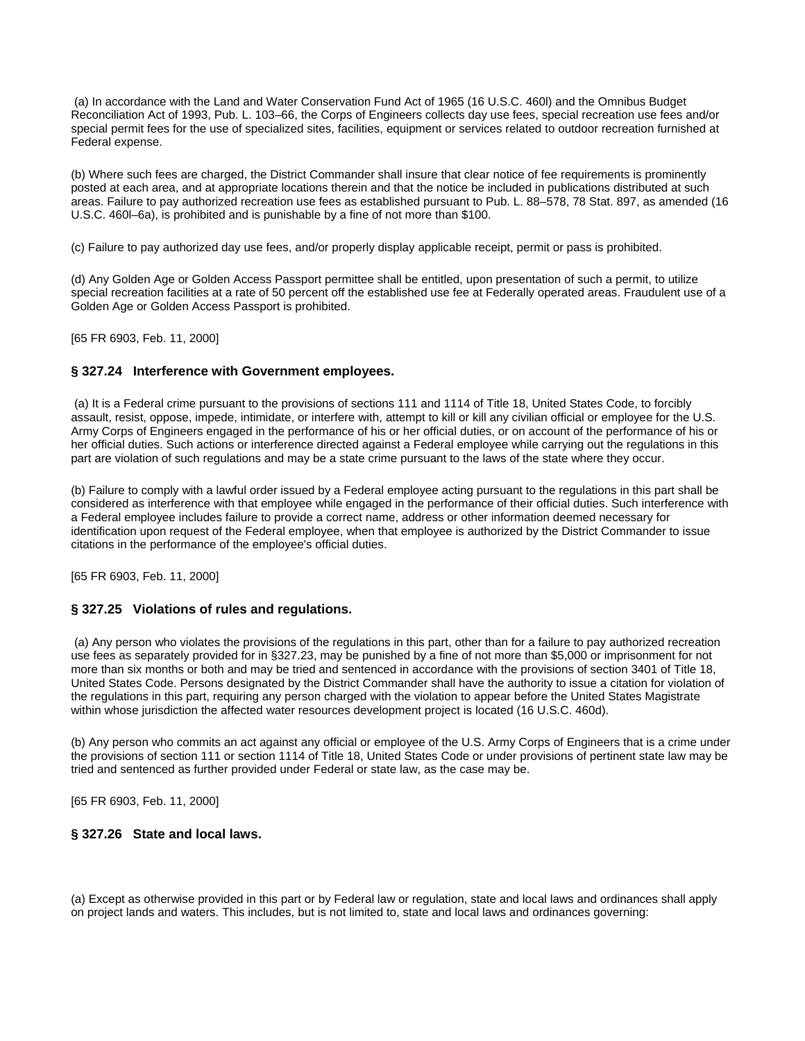(a) In accordance with the Land and Water Conservation Fund Act of 1965 (16 U.S.C. 460l) and the Omnibus Budget Reconciliation Act of 1993, Pub. L. 103–66, the Corps of Engineers collects day use fees, special recreation use fees and/or special permit fees for the use of specialized sites, facilities, equipment or services related to outdoor recreation furnished at Federal expense.

(b) Where such fees are charged, the District Commander shall insure that clear notice of fee requirements is prominently posted at each area, and at appropriate locations therein and that the notice be included in publications distributed at such areas. Failure to pay authorized recreation use fees as established pursuant to Pub. L. 88–578, 78 Stat. 897, as amended (16 U.S.C. 460l–6a), is prohibited and is punishable by a fine of not more than $100.

(c) Failure to pay authorized day use fees, and/or properly display applicable receipt, permit or pass is prohibited.

(d) Any Golden Age or Golden Access Passport permittee shall be entitled, upon presentation of such a permit, to utilize special recreation facilities at a rate of 50 percent off the established use fee at Federally operated areas. Fraudulent use of a Golden Age or Golden Access Passport is prohibited.

[65 FR 6903, Feb. 11, 2000]

### § 327.24 Interference with Government employees.

(a) It is a Federal crime pursuant to the provisions of sections 111 and 1114 of Title 18, United States Code, to forcibly assault, resist, oppose, impede, intimidate, or interfere with, attempt to kill or kill any civilian official or employee for the U.S. Army Corps of Engineers engaged in the performance of his or her official duties, or on account of the performance of his or her official duties. Such actions or interference directed against a Federal employee while carrying out the regulations in this part are violation of such regulations and may be a state crime pursuant to the laws of the state where they occur.

(b) Failure to comply with a lawful order issued by a Federal employee acting pursuant to the regulations in this part shall be considered as interference with that employee while engaged in the performance of their official duties. Such interference with a Federal employee includes failure to provide a correct name, address or other information deemed necessary for identification upon request of the Federal employee, when that employee is authorized by the District Commander to issue citations in the performance of the employee's official duties.

[65 FR 6903, Feb. 11, 2000]

### § 327.25 Violations of rules and regulations.

(a) Any person who violates the provisions of the regulations in this part, other than for a failure to pay authorized recreation use fees as separately provided for in §327.23, may be punished by a fine of not more than $5,000 or imprisonment for not more than six months or both and may be tried and sentenced in accordance with the provisions of section 3401 of Title 18, United States Code. Persons designated by the District Commander shall have the authority to issue a citation for violation of the regulations in this part, requiring any person charged with the violation to appear before the United States Magistrate within whose jurisdiction the affected water resources development project is located (16 U.S.C. 460d).

(b) Any person who commits an act against any official or employee of the U.S. Army Corps of Engineers that is a crime under the provisions of section 111 or section 1114 of Title 18, United States Code or under provisions of pertinent state law may be tried and sentenced as further provided under Federal or state law, as the case may be.

[65 FR 6903, Feb. 11, 2000]

### § 327.26 State and local laws.

(a) Except as otherwise provided in this part or by Federal law or regulation, state and local laws and ordinances shall apply on project lands and waters. This includes, but is not limited to, state and local laws and ordinances governing: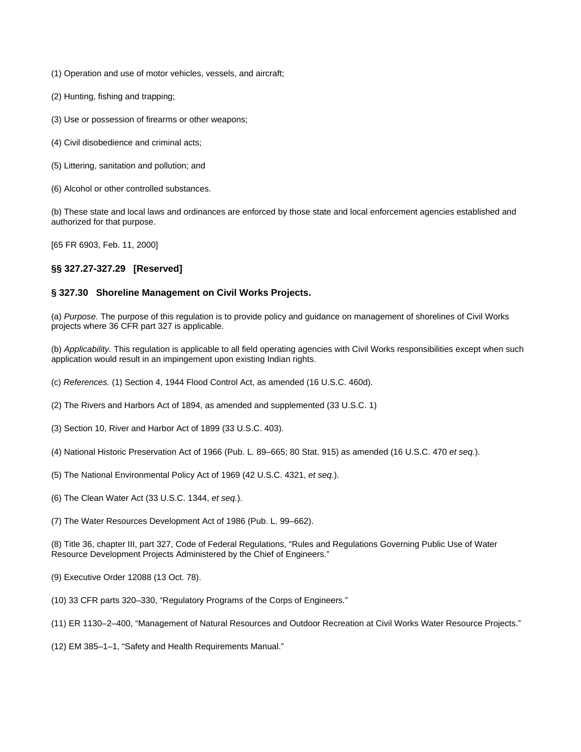(1) Operation and use of motor vehicles, vessels, and aircraft;

(2) Hunting, fishing and trapping;

(3) Use or possession of firearms or other weapons;

(4) Civil disobedience and criminal acts;

(5) Littering, sanitation and pollution; and

(6) Alcohol or other controlled substances.

(b) These state and local laws and ordinances are enforced by those state and local enforcement agencies established and authorized for that purpose.

[65 FR 6903, Feb. 11, 2000]

### §§ 327.27-327.29 [Reserved]

### § 327.30 Shoreline Management on Civil Works Projects.

(a) *Purpose.* The purpose of this regulation is to provide policy and guidance on management of shorelines of Civil Works projects where 36 CFR part 327 is applicable.

(b) *Applicability.* This regulation is applicable to all field operating agencies with Civil Works responsibilities except when such application would result in an impingement upon existing Indian rights.

(c) *References.* (1) Section 4, 1944 Flood Control Act, as amended (16 U.S.C. 460d).

(2) The Rivers and Harbors Act of 1894, as amended and supplemented (33 U.S.C. 1)

(3) Section 10, River and Harbor Act of 1899 (33 U.S.C. 403).

(4) National Historic Preservation Act of 1966 (Pub. L. 89–665; 80 Stat. 915) as amended (16 U.S.C. 470 *et seq.*).

(5) The National Environmental Policy Act of 1969 (42 U.S.C. 4321, *et seq.*).

(6) The Clean Water Act (33 U.S.C. 1344, *et seq.*).

(7) The Water Resources Development Act of 1986 (Pub. L. 99–662).

(8) Title 36, chapter III, part 327, Code of Federal Regulations, “Rules and Regulations Governing Public Use of Water Resource Development Projects Administered by the Chief of Engineers.”

(9) Executive Order 12088 (13 Oct. 78).

(10) 33 CFR parts 320–330, “Regulatory Programs of the Corps of Engineers.”

(11) ER 1130–2–400, “Management of Natural Resources and Outdoor Recreation at Civil Works Water Resource Projects.”

(12) EM 385–1–1, “Safety and Health Requirements Manual.”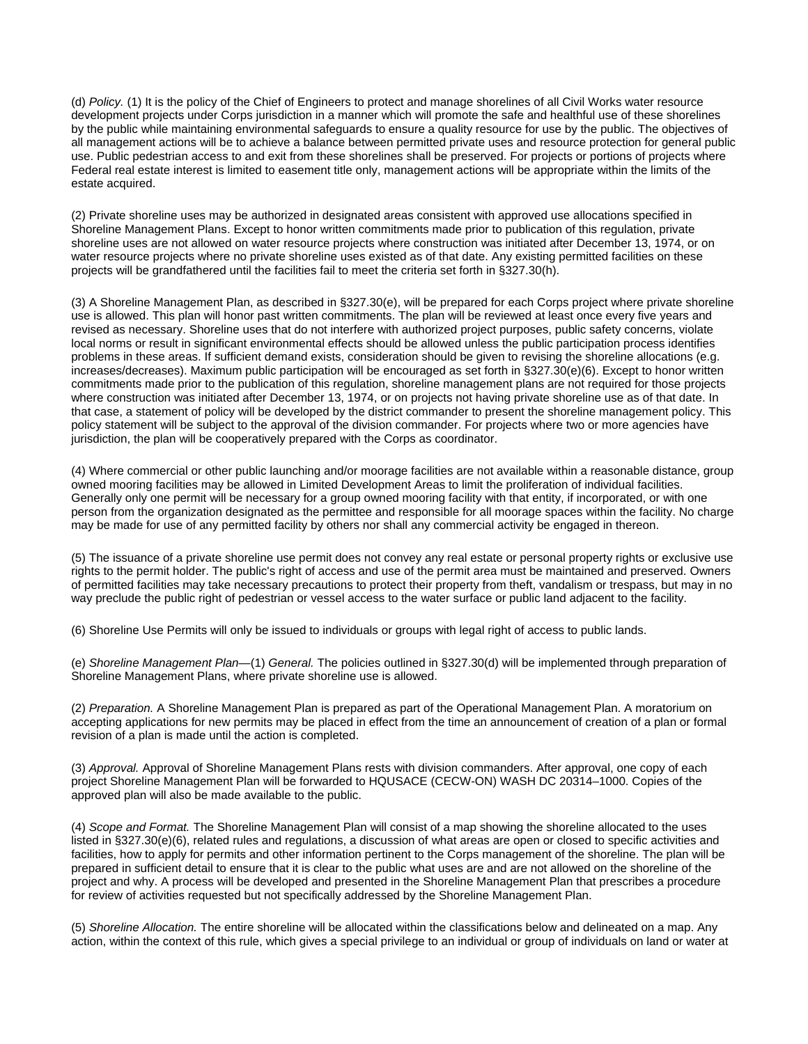(d) *Policy.* (1) It is the policy of the Chief of Engineers to protect and manage shorelines of all Civil Works water resource development projects under Corps jurisdiction in a manner which will promote the safe and healthful use of these shorelines by the public while maintaining environmental safeguards to ensure a quality resource for use by the public. The objectives of all management actions will be to achieve a balance between permitted private uses and resource protection for general public use. Public pedestrian access to and exit from these shorelines shall be preserved. For projects or portions of projects where Federal real estate interest is limited to easement title only, management actions will be appropriate within the limits of the estate acquired.

(2) Private shoreline uses may be authorized in designated areas consistent with approved use allocations specified in Shoreline Management Plans. Except to honor written commitments made prior to publication of this regulation, private shoreline uses are not allowed on water resource projects where construction was initiated after December 13, 1974, or on water resource projects where no private shoreline uses existed as of that date. Any existing permitted facilities on these projects will be grandfathered until the facilities fail to meet the criteria set forth in §327.30(h).

(3) A Shoreline Management Plan, as described in §327.30(e), will be prepared for each Corps project where private shoreline use is allowed. This plan will honor past written commitments. The plan will be reviewed at least once every five years and revised as necessary. Shoreline uses that do not interfere with authorized project purposes, public safety concerns, violate local norms or result in significant environmental effects should be allowed unless the public participation process identifies problems in these areas. If sufficient demand exists, consideration should be given to revising the shoreline allocations (e.g. increases/decreases). Maximum public participation will be encouraged as set forth in §327.30(e)(6). Except to honor written commitments made prior to the publication of this regulation, shoreline management plans are not required for those projects where construction was initiated after December 13, 1974, or on projects not having private shoreline use as of that date. In that case, a statement of policy will be developed by the district commander to present the shoreline management policy. This policy statement will be subject to the approval of the division commander. For projects where two or more agencies have jurisdiction, the plan will be cooperatively prepared with the Corps as coordinator.

(4) Where commercial or other public launching and/or moorage facilities are not available within a reasonable distance, group owned mooring facilities may be allowed in Limited Development Areas to limit the proliferation of individual facilities. Generally only one permit will be necessary for a group owned mooring facility with that entity, if incorporated, or with one person from the organization designated as the permittee and responsible for all moorage spaces within the facility. No charge may be made for use of any permitted facility by others nor shall any commercial activity be engaged in thereon.

(5) The issuance of a private shoreline use permit does not convey any real estate or personal property rights or exclusive use rights to the permit holder. The public's right of access and use of the permit area must be maintained and preserved. Owners of permitted facilities may take necessary precautions to protect their property from theft, vandalism or trespass, but may in no way preclude the public right of pedestrian or vessel access to the water surface or public land adjacent to the facility.

(6) Shoreline Use Permits will only be issued to individuals or groups with legal right of access to public lands.

(e) *Shoreline Management Plan*—(1) *General.* The policies outlined in §327.30(d) will be implemented through preparation of Shoreline Management Plans, where private shoreline use is allowed.

(2) *Preparation.* A Shoreline Management Plan is prepared as part of the Operational Management Plan. A moratorium on accepting applications for new permits may be placed in effect from the time an announcement of creation of a plan or formal revision of a plan is made until the action is completed.

(3) *Approval.* Approval of Shoreline Management Plans rests with division commanders. After approval, one copy of each project Shoreline Management Plan will be forwarded to HQUSACE (CECW-ON) WASH DC 20314–1000. Copies of the approved plan will also be made available to the public.

(4) *Scope and Format.* The Shoreline Management Plan will consist of a map showing the shoreline allocated to the uses listed in §327.30(e)(6), related rules and regulations, a discussion of what areas are open or closed to specific activities and facilities, how to apply for permits and other information pertinent to the Corps management of the shoreline. The plan will be prepared in sufficient detail to ensure that it is clear to the public what uses are and are not allowed on the shoreline of the project and why. A process will be developed and presented in the Shoreline Management Plan that prescribes a procedure for review of activities requested but not specifically addressed by the Shoreline Management Plan.

(5) *Shoreline Allocation.* The entire shoreline will be allocated within the classifications below and delineated on a map. Any action, within the context of this rule, which gives a special privilege to an individual or group of individuals on land or water at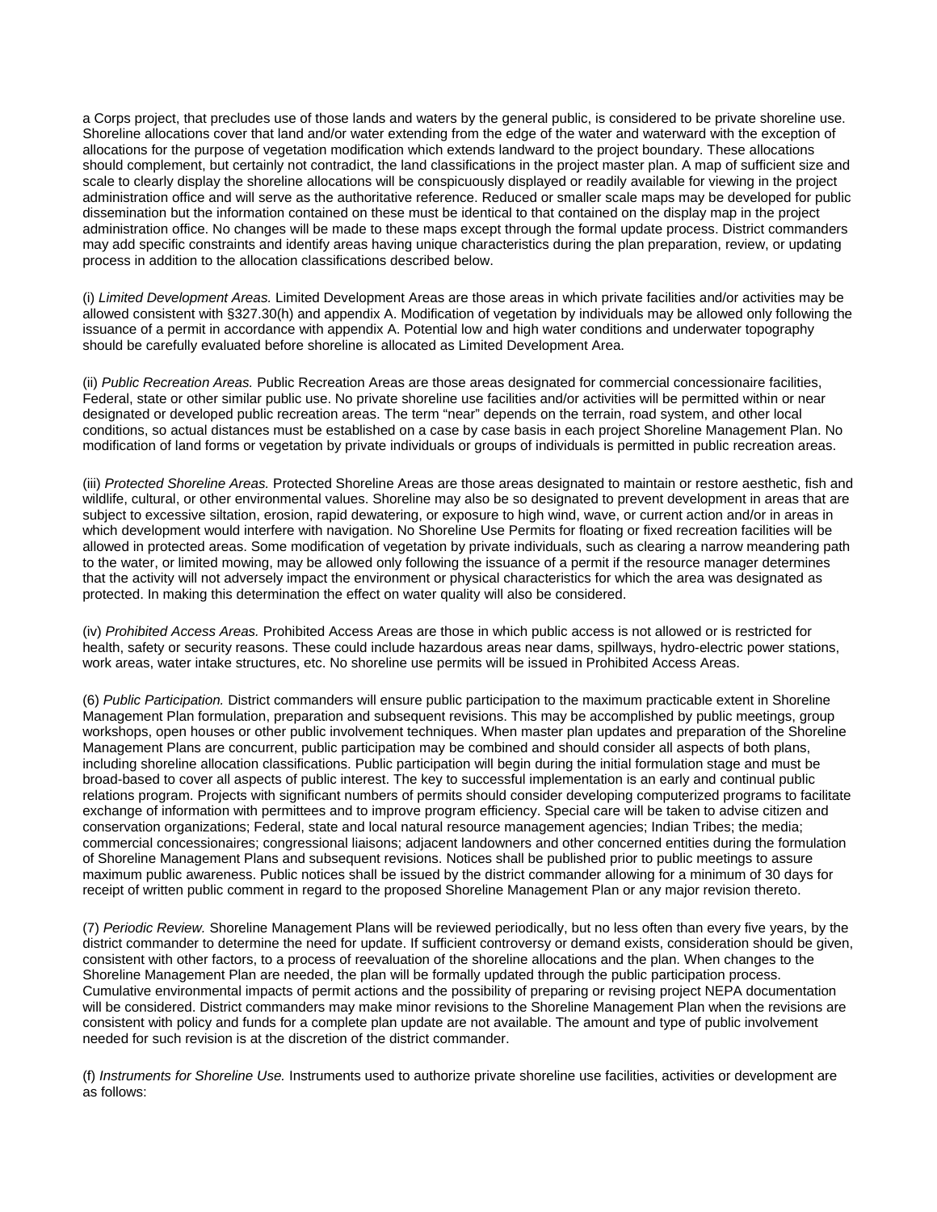a Corps project, that precludes use of those lands and waters by the general public, is considered to be private shoreline use. Shoreline allocations cover that land and/or water extending from the edge of the water and waterward with the exception of allocations for the purpose of vegetation modification which extends landward to the project boundary. These allocations should complement, but certainly not contradict, the land classifications in the project master plan. A map of sufficient size and scale to clearly display the shoreline allocations will be conspicuously displayed or readily available for viewing in the project administration office and will serve as the authoritative reference. Reduced or smaller scale maps may be developed for public dissemination but the information contained on these must be identical to that contained on the display map in the project administration office. No changes will be made to these maps except through the formal update process. District commanders may add specific constraints and identify areas having unique characteristics during the plan preparation, review, or updating process in addition to the allocation classifications described below.

(i) *Limited Development Areas.* Limited Development Areas are those areas in which private facilities and/or activities may be allowed consistent with §327.30(h) and appendix A. Modification of vegetation by individuals may be allowed only following the issuance of a permit in accordance with appendix A. Potential low and high water conditions and underwater topography should be carefully evaluated before shoreline is allocated as Limited Development Area.

(ii) *Public Recreation Areas.* Public Recreation Areas are those areas designated for commercial concessionaire facilities, Federal, state or other similar public use. No private shoreline use facilities and/or activities will be permitted within or near designated or developed public recreation areas. The term "near" depends on the terrain, road system, and other local conditions, so actual distances must be established on a case by case basis in each project Shoreline Management Plan. No modification of land forms or vegetation by private individuals or groups of individuals is permitted in public recreation areas.

(iii) *Protected Shoreline Areas.* Protected Shoreline Areas are those areas designated to maintain or restore aesthetic, fish and wildlife, cultural, or other environmental values. Shoreline may also be so designated to prevent development in areas that are subject to excessive siltation, erosion, rapid dewatering, or exposure to high wind, wave, or current action and/or in areas in which development would interfere with navigation. No Shoreline Use Permits for floating or fixed recreation facilities will be allowed in protected areas. Some modification of vegetation by private individuals, such as clearing a narrow meandering path to the water, or limited mowing, may be allowed only following the issuance of a permit if the resource manager determines that the activity will not adversely impact the environment or physical characteristics for which the area was designated as protected. In making this determination the effect on water quality will also be considered.

(iv) *Prohibited Access Areas.* Prohibited Access Areas are those in which public access is not allowed or is restricted for health, safety or security reasons. These could include hazardous areas near dams, spillways, hydro-electric power stations, work areas, water intake structures, etc. No shoreline use permits will be issued in Prohibited Access Areas.

(6) *Public Participation.* District commanders will ensure public participation to the maximum practicable extent in Shoreline Management Plan formulation, preparation and subsequent revisions. This may be accomplished by public meetings, group workshops, open houses or other public involvement techniques. When master plan updates and preparation of the Shoreline Management Plans are concurrent, public participation may be combined and should consider all aspects of both plans, including shoreline allocation classifications. Public participation will begin during the initial formulation stage and must be broad-based to cover all aspects of public interest. The key to successful implementation is an early and continual public relations program. Projects with significant numbers of permits should consider developing computerized programs to facilitate exchange of information with permittees and to improve program efficiency. Special care will be taken to advise citizen and conservation organizations; Federal, state and local natural resource management agencies; Indian Tribes; the media; commercial concessionaires; congressional liaisons; adjacent landowners and other concerned entities during the formulation of Shoreline Management Plans and subsequent revisions. Notices shall be published prior to public meetings to assure maximum public awareness. Public notices shall be issued by the district commander allowing for a minimum of 30 days for receipt of written public comment in regard to the proposed Shoreline Management Plan or any major revision thereto.

(7) *Periodic Review.* Shoreline Management Plans will be reviewed periodically, but no less often than every five years, by the district commander to determine the need for update. If sufficient controversy or demand exists, consideration should be given, consistent with other factors, to a process of reevaluation of the shoreline allocations and the plan. When changes to the Shoreline Management Plan are needed, the plan will be formally updated through the public participation process. Cumulative environmental impacts of permit actions and the possibility of preparing or revising project NEPA documentation will be considered. District commanders may make minor revisions to the Shoreline Management Plan when the revisions are consistent with policy and funds for a complete plan update are not available. The amount and type of public involvement needed for such revision is at the discretion of the district commander.

(f) *Instruments for Shoreline Use.* Instruments used to authorize private shoreline use facilities, activities or development are as follows: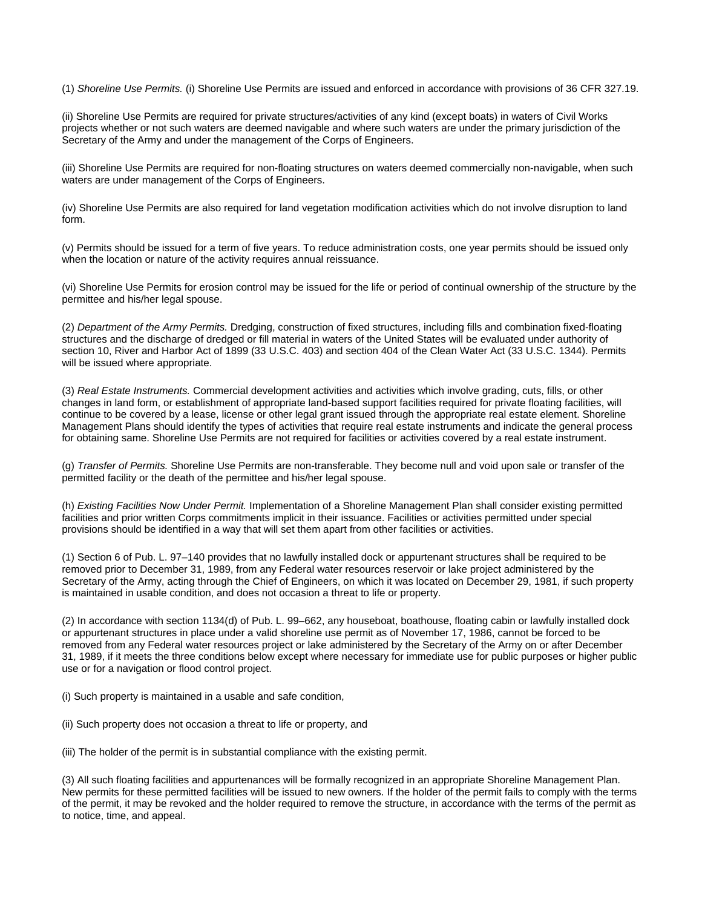(1) *Shoreline Use Permits.* (i) Shoreline Use Permits are issued and enforced in accordance with provisions of 36 CFR 327.19.

(ii) Shoreline Use Permits are required for private structures/activities of any kind (except boats) in waters of Civil Works projects whether or not such waters are deemed navigable and where such waters are under the primary jurisdiction of the Secretary of the Army and under the management of the Corps of Engineers.

(iii) Shoreline Use Permits are required for non-floating structures on waters deemed commercially non-navigable, when such waters are under management of the Corps of Engineers.

(iv) Shoreline Use Permits are also required for land vegetation modification activities which do not involve disruption to land form.

(v) Permits should be issued for a term of five years. To reduce administration costs, one year permits should be issued only when the location or nature of the activity requires annual reissuance.

(vi) Shoreline Use Permits for erosion control may be issued for the life or period of continual ownership of the structure by the permittee and his/her legal spouse.

(2) *Department of the Army Permits.* Dredging, construction of fixed structures, including fills and combination fixed-floating structures and the discharge of dredged or fill material in waters of the United States will be evaluated under authority of section 10, River and Harbor Act of 1899 (33 U.S.C. 403) and section 404 of the Clean Water Act (33 U.S.C. 1344). Permits will be issued where appropriate.

(3) *Real Estate Instruments.* Commercial development activities and activities which involve grading, cuts, fills, or other changes in land form, or establishment of appropriate land-based support facilities required for private floating facilities, will continue to be covered by a lease, license or other legal grant issued through the appropriate real estate element. Shoreline Management Plans should identify the types of activities that require real estate instruments and indicate the general process for obtaining same. Shoreline Use Permits are not required for facilities or activities covered by a real estate instrument.

(g) *Transfer of Permits.* Shoreline Use Permits are non-transferable. They become null and void upon sale or transfer of the permitted facility or the death of the permittee and his/her legal spouse.

(h) *Existing Facilities Now Under Permit.* Implementation of a Shoreline Management Plan shall consider existing permitted facilities and prior written Corps commitments implicit in their issuance. Facilities or activities permitted under special provisions should be identified in a way that will set them apart from other facilities or activities.

(1) Section 6 of Pub. L. 97–140 provides that no lawfully installed dock or appurtenant structures shall be required to be removed prior to December 31, 1989, from any Federal water resources reservoir or lake project administered by the Secretary of the Army, acting through the Chief of Engineers, on which it was located on December 29, 1981, if such property is maintained in usable condition, and does not occasion a threat to life or property.

(2) In accordance with section 1134(d) of Pub. L. 99–662, any houseboat, boathouse, floating cabin or lawfully installed dock or appurtenant structures in place under a valid shoreline use permit as of November 17, 1986, cannot be forced to be removed from any Federal water resources project or lake administered by the Secretary of the Army on or after December 31, 1989, if it meets the three conditions below except where necessary for immediate use for public purposes or higher public use or for a navigation or flood control project.

(i) Such property is maintained in a usable and safe condition,

(ii) Such property does not occasion a threat to life or property, and

(iii) The holder of the permit is in substantial compliance with the existing permit.

(3) All such floating facilities and appurtenances will be formally recognized in an appropriate Shoreline Management Plan. New permits for these permitted facilities will be issued to new owners. If the holder of the permit fails to comply with the terms of the permit, it may be revoked and the holder required to remove the structure, in accordance with the terms of the permit as to notice, time, and appeal.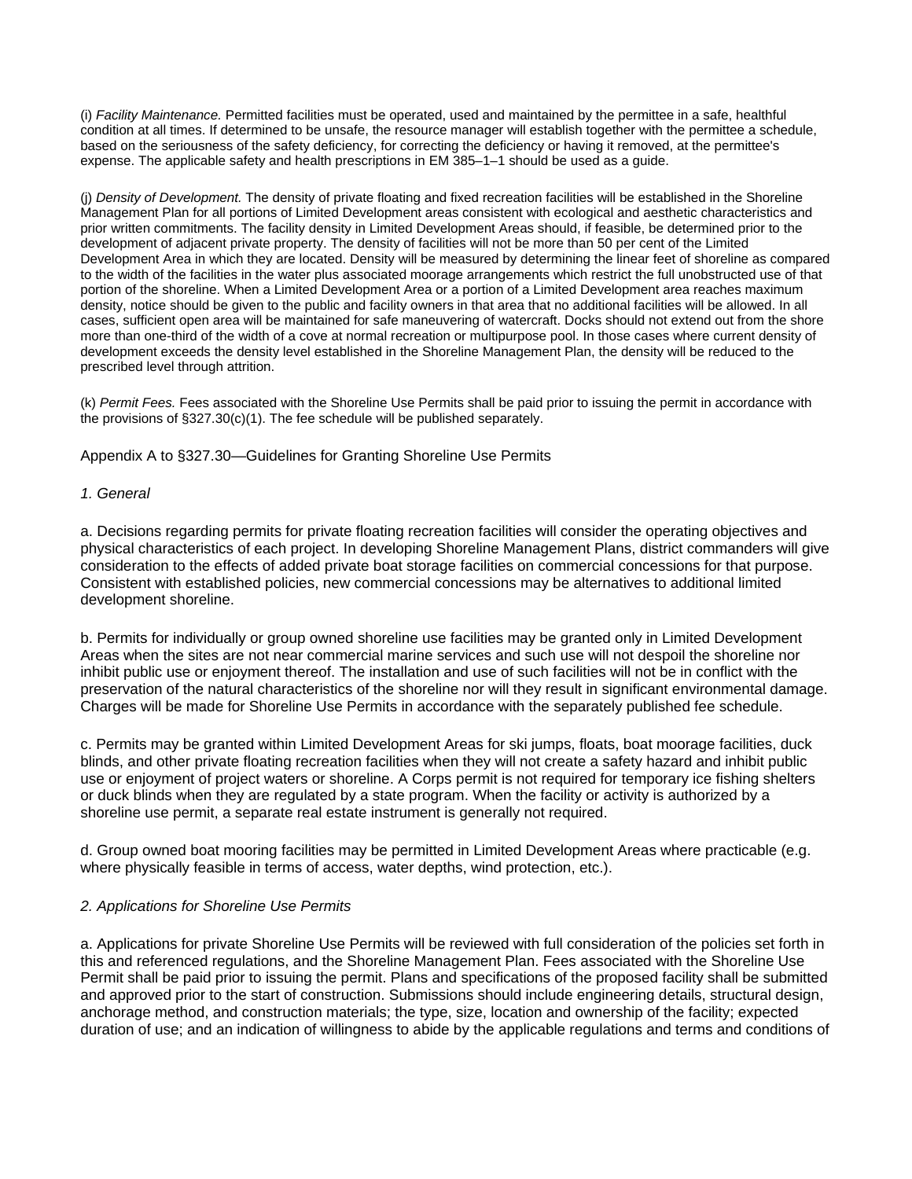(i) *Facility Maintenance.* Permitted facilities must be operated, used and maintained by the permittee in a safe, healthful condition at all times. If determined to be unsafe, the resource manager will establish together with the permittee a schedule, based on the seriousness of the safety deficiency, for correcting the deficiency or having it removed, at the permittee's expense. The applicable safety and health prescriptions in EM 385–1–1 should be used as a guide.

(j) *Density of Development.* The density of private floating and fixed recreation facilities will be established in the Shoreline Management Plan for all portions of Limited Development areas consistent with ecological and aesthetic characteristics and prior written commitments. The facility density in Limited Development Areas should, if feasible, be determined prior to the development of adjacent private property. The density of facilities will not be more than 50 per cent of the Limited Development Area in which they are located. Density will be measured by determining the linear feet of shoreline as compared to the width of the facilities in the water plus associated moorage arrangements which restrict the full unobstructed use of that portion of the shoreline. When a Limited Development Area or a portion of a Limited Development area reaches maximum density, notice should be given to the public and facility owners in that area that no additional facilities will be allowed. In all cases, sufficient open area will be maintained for safe maneuvering of watercraft. Docks should not extend out from the shore more than one-third of the width of a cove at normal recreation or multipurpose pool. In those cases where current density of development exceeds the density level established in the Shoreline Management Plan, the density will be reduced to the prescribed level through attrition.

(k) *Permit Fees.* Fees associated with the Shoreline Use Permits shall be paid prior to issuing the permit in accordance with the provisions of §327.30(c)(1). The fee schedule will be published separately.

## Appendix A to §327.30—Guidelines for Granting Shoreline Use Permits

*1. General*

a. Decisions regarding permits for private floating recreation facilities will consider the operating objectives and physical characteristics of each project. In developing Shoreline Management Plans, district commanders will give consideration to the effects of added private boat storage facilities on commercial concessions for that purpose. Consistent with established policies, new commercial concessions may be alternatives to additional limited development shoreline.

b. Permits for individually or group owned shoreline use facilities may be granted only in Limited Development Areas when the sites are not near commercial marine services and such use will not despoil the shoreline nor inhibit public use or enjoyment thereof. The installation and use of such facilities will not be in conflict with the preservation of the natural characteristics of the shoreline nor will they result in significant environmental damage. Charges will be made for Shoreline Use Permits in accordance with the separately published fee schedule.

c. Permits may be granted within Limited Development Areas for ski jumps, floats, boat moorage facilities, duck blinds, and other private floating recreation facilities when they will not create a safety hazard and inhibit public use or enjoyment of project waters or shoreline. A Corps permit is not required for temporary ice fishing shelters or duck blinds when they are regulated by a state program. When the facility or activity is authorized by a shoreline use permit, a separate real estate instrument is generally not required.

d. Group owned boat mooring facilities may be permitted in Limited Development Areas where practicable (e.g. where physically feasible in terms of access, water depths, wind protection, etc.).

*2. Applications for Shoreline Use Permits*

a. Applications for private Shoreline Use Permits will be reviewed with full consideration of the policies set forth in this and referenced regulations, and the Shoreline Management Plan. Fees associated with the Shoreline Use Permit shall be paid prior to issuing the permit. Plans and specifications of the proposed facility shall be submitted and approved prior to the start of construction. Submissions should include engineering details, structural design, anchorage method, and construction materials; the type, size, location and ownership of the facility; expected duration of use; and an indication of willingness to abide by the applicable regulations and terms and conditions of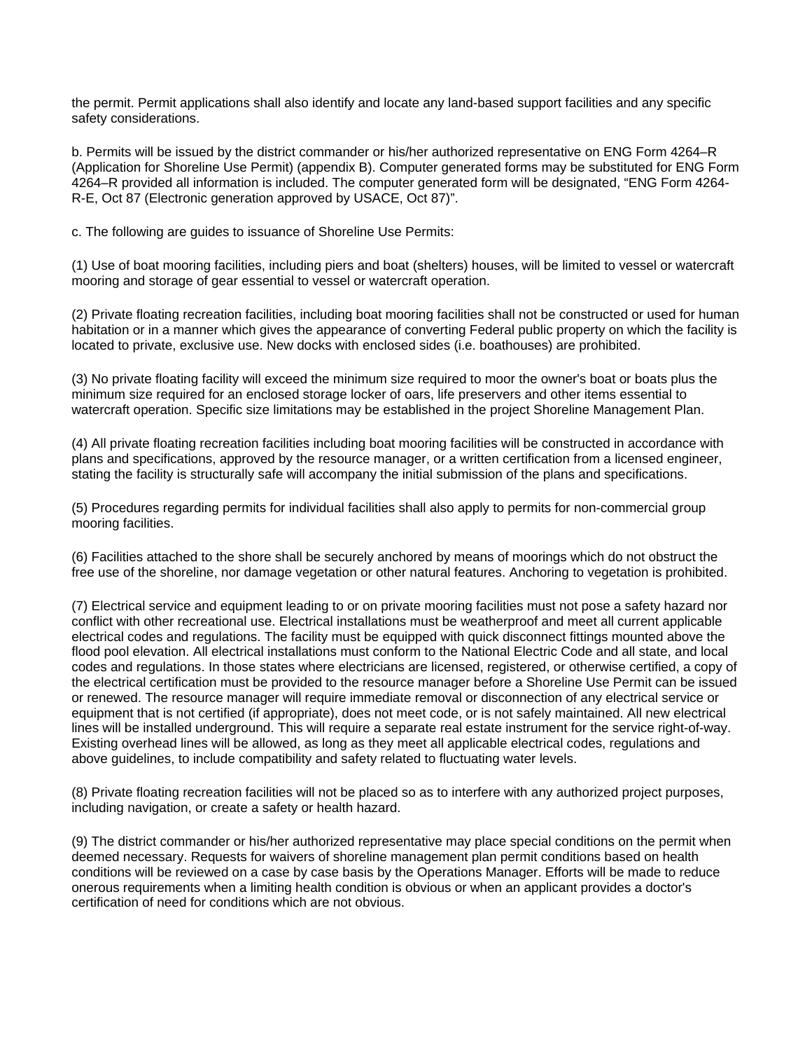the permit. Permit applications shall also identify and locate any land-based support facilities and any specific safety considerations.

b. Permits will be issued by the district commander or his/her authorized representative on ENG Form 4264–R (Application for Shoreline Use Permit) (appendix B). Computer generated forms may be substituted for ENG Form 4264–R provided all information is included. The computer generated form will be designated, "ENG Form 4264-R-E, Oct 87 (Electronic generation approved by USACE, Oct 87)".

c. The following are guides to issuance of Shoreline Use Permits:

(1) Use of boat mooring facilities, including piers and boat (shelters) houses, will be limited to vessel or watercraft mooring and storage of gear essential to vessel or watercraft operation.

(2) Private floating recreation facilities, including boat mooring facilities shall not be constructed or used for human habitation or in a manner which gives the appearance of converting Federal public property on which the facility is located to private, exclusive use. New docks with enclosed sides (i.e. boathouses) are prohibited.

(3) No private floating facility will exceed the minimum size required to moor the owner's boat or boats plus the minimum size required for an enclosed storage locker of oars, life preservers and other items essential to watercraft operation. Specific size limitations may be established in the project Shoreline Management Plan.

(4) All private floating recreation facilities including boat mooring facilities will be constructed in accordance with plans and specifications, approved by the resource manager, or a written certification from a licensed engineer, stating the facility is structurally safe will accompany the initial submission of the plans and specifications.

(5) Procedures regarding permits for individual facilities shall also apply to permits for non-commercial group mooring facilities.

(6) Facilities attached to the shore shall be securely anchored by means of moorings which do not obstruct the free use of the shoreline, nor damage vegetation or other natural features. Anchoring to vegetation is prohibited.

(7) Electrical service and equipment leading to or on private mooring facilities must not pose a safety hazard nor conflict with other recreational use. Electrical installations must be weatherproof and meet all current applicable electrical codes and regulations. The facility must be equipped with quick disconnect fittings mounted above the flood pool elevation. All electrical installations must conform to the National Electric Code and all state, and local codes and regulations. In those states where electricians are licensed, registered, or otherwise certified, a copy of the electrical certification must be provided to the resource manager before a Shoreline Use Permit can be issued or renewed. The resource manager will require immediate removal or disconnection of any electrical service or equipment that is not certified (if appropriate), does not meet code, or is not safely maintained. All new electrical lines will be installed underground. This will require a separate real estate instrument for the service right-of-way. Existing overhead lines will be allowed, as long as they meet all applicable electrical codes, regulations and above guidelines, to include compatibility and safety related to fluctuating water levels.

(8) Private floating recreation facilities will not be placed so as to interfere with any authorized project purposes, including navigation, or create a safety or health hazard.

(9) The district commander or his/her authorized representative may place special conditions on the permit when deemed necessary. Requests for waivers of shoreline management plan permit conditions based on health conditions will be reviewed on a case by case basis by the Operations Manager. Efforts will be made to reduce onerous requirements when a limiting health condition is obvious or when an applicant provides a doctor's certification of need for conditions which are not obvious.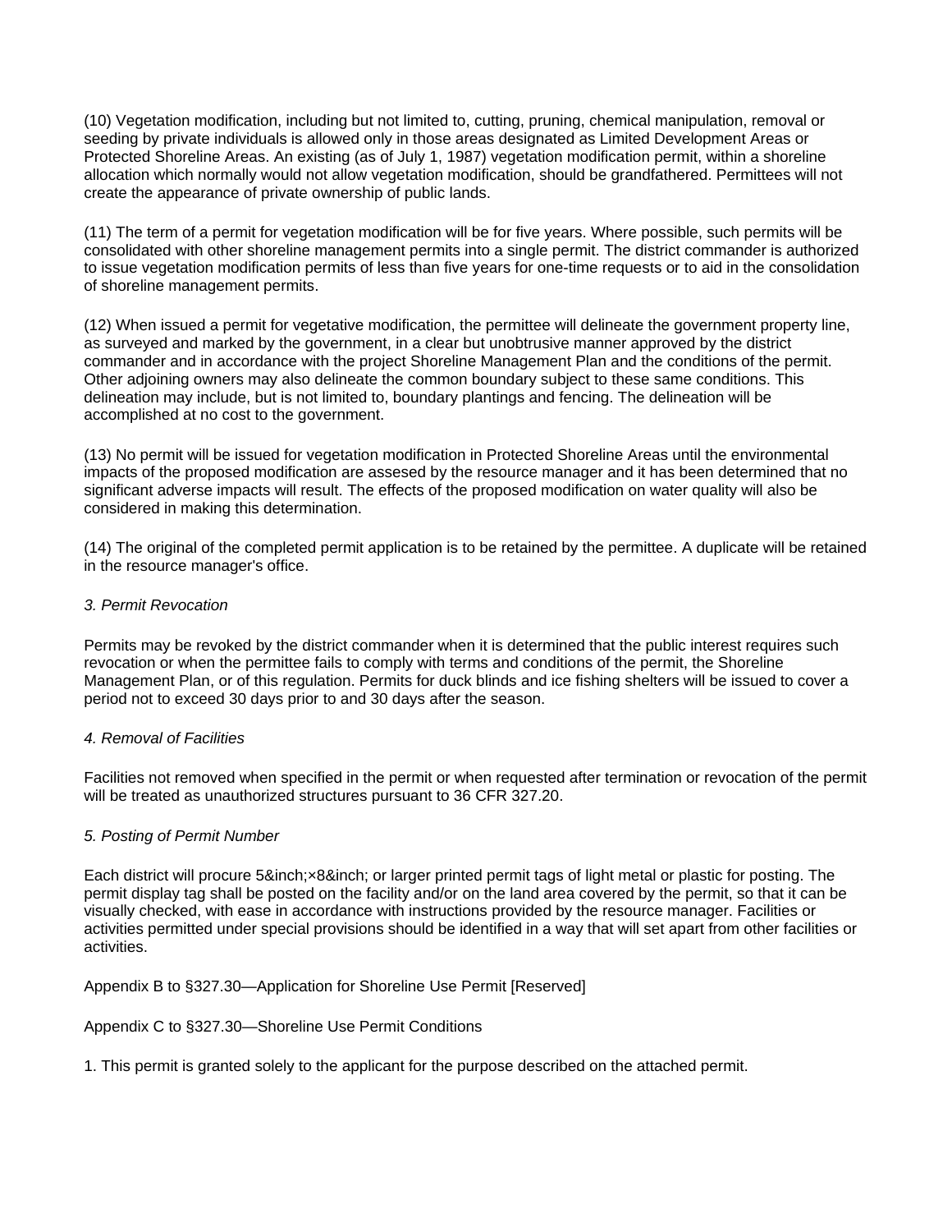(10) Vegetation modification, including but not limited to, cutting, pruning, chemical manipulation, removal or seeding by private individuals is allowed only in those areas designated as Limited Development Areas or Protected Shoreline Areas. An existing (as of July 1, 1987) vegetation modification permit, within a shoreline allocation which normally would not allow vegetation modification, should be grandfathered. Permittees will not create the appearance of private ownership of public lands.

(11) The term of a permit for vegetation modification will be for five years. Where possible, such permits will be consolidated with other shoreline management permits into a single permit. The district commander is authorized to issue vegetation modification permits of less than five years for one-time requests or to aid in the consolidation of shoreline management permits.

(12) When issued a permit for vegetative modification, the permittee will delineate the government property line, as surveyed and marked by the government, in a clear but unobtrusive manner approved by the district commander and in accordance with the project Shoreline Management Plan and the conditions of the permit. Other adjoining owners may also delineate the common boundary subject to these same conditions. This delineation may include, but is not limited to, boundary plantings and fencing. The delineation will be accomplished at no cost to the government.

(13) No permit will be issued for vegetation modification in Protected Shoreline Areas until the environmental impacts of the proposed modification are assesed by the resource manager and it has been determined that no significant adverse impacts will result. The effects of the proposed modification on water quality will also be considered in making this determination.

(14) The original of the completed permit application is to be retained by the permittee. A duplicate will be retained in the resource manager's office.

*3. Permit Revocation*

Permits may be revoked by the district commander when it is determined that the public interest requires such revocation or when the permittee fails to comply with terms and conditions of the permit, the Shoreline Management Plan, or of this regulation. Permits for duck blinds and ice fishing shelters will be issued to cover a period not to exceed 30 days prior to and 30 days after the season.

*4. Removal of Facilities*

Facilities not removed when specified in the permit or when requested after termination or revocation of the permit will be treated as unauthorized structures pursuant to 36 CFR 327.20.

*5. Posting of Permit Number*

Each district will procure 5&inch;×8&inch; or larger printed permit tags of light metal or plastic for posting. The permit display tag shall be posted on the facility and/or on the land area covered by the permit, so that it can be visually checked, with ease in accordance with instructions provided by the resource manager. Facilities or activities permitted under special provisions should be identified in a way that will set apart from other facilities or activities.

Appendix B to §327.30—Application for Shoreline Use Permit [Reserved]

Appendix C to §327.30—Shoreline Use Permit Conditions

1. This permit is granted solely to the applicant for the purpose described on the attached permit.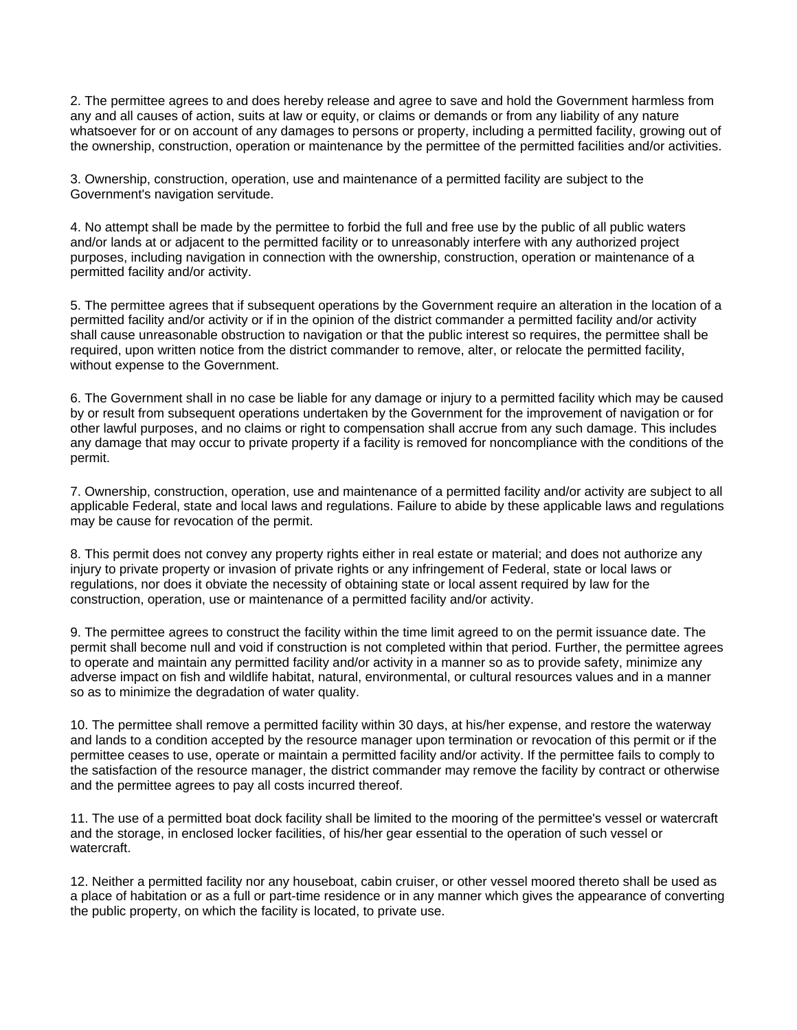2. The permittee agrees to and does hereby release and agree to save and hold the Government harmless from any and all causes of action, suits at law or equity, or claims or demands or from any liability of any nature whatsoever for or on account of any damages to persons or property, including a permitted facility, growing out of the ownership, construction, operation or maintenance by the permittee of the permitted facilities and/or activities.

3. Ownership, construction, operation, use and maintenance of a permitted facility are subject to the Government's navigation servitude.

4. No attempt shall be made by the permittee to forbid the full and free use by the public of all public waters and/or lands at or adjacent to the permitted facility or to unreasonably interfere with any authorized project purposes, including navigation in connection with the ownership, construction, operation or maintenance of a permitted facility and/or activity.

5. The permittee agrees that if subsequent operations by the Government require an alteration in the location of a permitted facility and/or activity or if in the opinion of the district commander a permitted facility and/or activity shall cause unreasonable obstruction to navigation or that the public interest so requires, the permittee shall be required, upon written notice from the district commander to remove, alter, or relocate the permitted facility, without expense to the Government.

6. The Government shall in no case be liable for any damage or injury to a permitted facility which may be caused by or result from subsequent operations undertaken by the Government for the improvement of navigation or for other lawful purposes, and no claims or right to compensation shall accrue from any such damage. This includes any damage that may occur to private property if a facility is removed for noncompliance with the conditions of the permit.

7. Ownership, construction, operation, use and maintenance of a permitted facility and/or activity are subject to all applicable Federal, state and local laws and regulations. Failure to abide by these applicable laws and regulations may be cause for revocation of the permit.

8. This permit does not convey any property rights either in real estate or material; and does not authorize any injury to private property or invasion of private rights or any infringement of Federal, state or local laws or regulations, nor does it obviate the necessity of obtaining state or local assent required by law for the construction, operation, use or maintenance of a permitted facility and/or activity.

9. The permittee agrees to construct the facility within the time limit agreed to on the permit issuance date. The permit shall become null and void if construction is not completed within that period. Further, the permittee agrees to operate and maintain any permitted facility and/or activity in a manner so as to provide safety, minimize any adverse impact on fish and wildlife habitat, natural, environmental, or cultural resources values and in a manner so as to minimize the degradation of water quality.

10. The permittee shall remove a permitted facility within 30 days, at his/her expense, and restore the waterway and lands to a condition accepted by the resource manager upon termination or revocation of this permit or if the permittee ceases to use, operate or maintain a permitted facility and/or activity. If the permittee fails to comply to the satisfaction of the resource manager, the district commander may remove the facility by contract or otherwise and the permittee agrees to pay all costs incurred thereof.

11. The use of a permitted boat dock facility shall be limited to the mooring of the permittee's vessel or watercraft and the storage, in enclosed locker facilities, of his/her gear essential to the operation of such vessel or watercraft.

12. Neither a permitted facility nor any houseboat, cabin cruiser, or other vessel moored thereto shall be used as a place of habitation or as a full or part-time residence or in any manner which gives the appearance of converting the public property, on which the facility is located, to private use.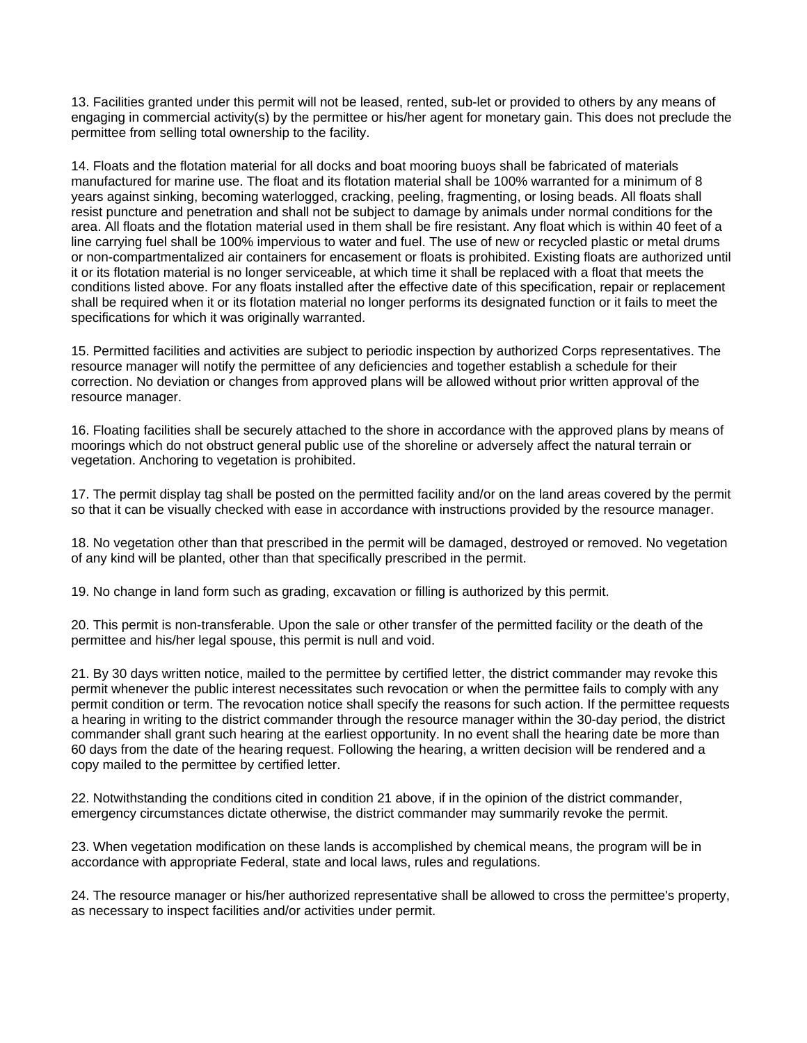13. Facilities granted under this permit will not be leased, rented, sub-let or provided to others by any means of engaging in commercial activity(s) by the permittee or his/her agent for monetary gain. This does not preclude the permittee from selling total ownership to the facility.

14. Floats and the flotation material for all docks and boat mooring buoys shall be fabricated of materials manufactured for marine use. The float and its flotation material shall be 100% warranted for a minimum of 8 years against sinking, becoming waterlogged, cracking, peeling, fragmenting, or losing beads. All floats shall resist puncture and penetration and shall not be subject to damage by animals under normal conditions for the area. All floats and the flotation material used in them shall be fire resistant. Any float which is within 40 feet of a line carrying fuel shall be 100% impervious to water and fuel. The use of new or recycled plastic or metal drums or non-compartmentalized air containers for encasement or floats is prohibited. Existing floats are authorized until it or its flotation material is no longer serviceable, at which time it shall be replaced with a float that meets the conditions listed above. For any floats installed after the effective date of this specification, repair or replacement shall be required when it or its flotation material no longer performs its designated function or it fails to meet the specifications for which it was originally warranted.

15. Permitted facilities and activities are subject to periodic inspection by authorized Corps representatives. The resource manager will notify the permittee of any deficiencies and together establish a schedule for their correction. No deviation or changes from approved plans will be allowed without prior written approval of the resource manager.

16. Floating facilities shall be securely attached to the shore in accordance with the approved plans by means of moorings which do not obstruct general public use of the shoreline or adversely affect the natural terrain or vegetation. Anchoring to vegetation is prohibited.

17. The permit display tag shall be posted on the permitted facility and/or on the land areas covered by the permit so that it can be visually checked with ease in accordance with instructions provided by the resource manager.

18. No vegetation other than that prescribed in the permit will be damaged, destroyed or removed. No vegetation of any kind will be planted, other than that specifically prescribed in the permit.

19. No change in land form such as grading, excavation or filling is authorized by this permit.

20. This permit is non-transferable. Upon the sale or other transfer of the permitted facility or the death of the permittee and his/her legal spouse, this permit is null and void.

21. By 30 days written notice, mailed to the permittee by certified letter, the district commander may revoke this permit whenever the public interest necessitates such revocation or when the permittee fails to comply with any permit condition or term. The revocation notice shall specify the reasons for such action. If the permittee requests a hearing in writing to the district commander through the resource manager within the 30-day period, the district commander shall grant such hearing at the earliest opportunity. In no event shall the hearing date be more than 60 days from the date of the hearing request. Following the hearing, a written decision will be rendered and a copy mailed to the permittee by certified letter.

22. Notwithstanding the conditions cited in condition 21 above, if in the opinion of the district commander, emergency circumstances dictate otherwise, the district commander may summarily revoke the permit.

23. When vegetation modification on these lands is accomplished by chemical means, the program will be in accordance with appropriate Federal, state and local laws, rules and regulations.

24. The resource manager or his/her authorized representative shall be allowed to cross the permittee's property, as necessary to inspect facilities and/or activities under permit.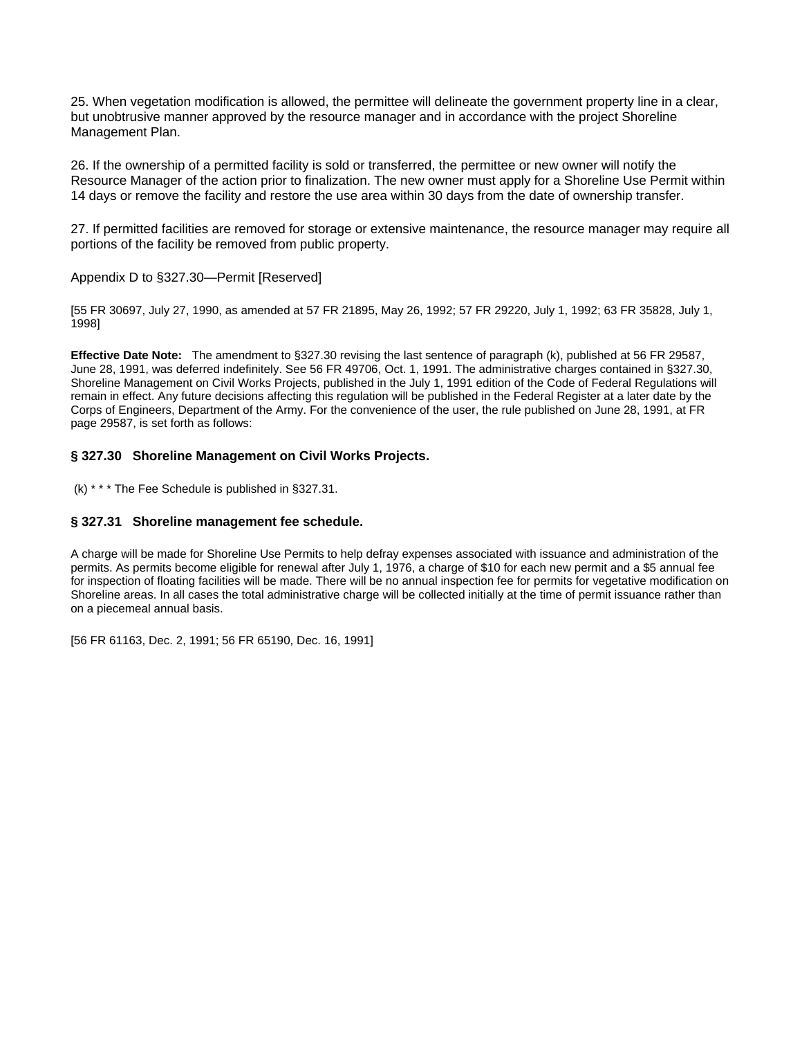25. When vegetation modification is allowed, the permittee will delineate the government property line in a clear, but unobtrusive manner approved by the resource manager and in accordance with the project Shoreline Management Plan.

26. If the ownership of a permitted facility is sold or transferred, the permittee or new owner will notify the Resource Manager of the action prior to finalization. The new owner must apply for a Shoreline Use Permit within 14 days or remove the facility and restore the use area within 30 days from the date of ownership transfer.

27. If permitted facilities are removed for storage or extensive maintenance, the resource manager may require all portions of the facility be removed from public property.

Appendix D to §327.30—Permit [Reserved]

[55 FR 30697, July 27, 1990, as amended at 57 FR 21895, May 26, 1992; 57 FR 29220, July 1, 1992; 63 FR 35828, July 1, 1998]

**Effective Date Note:** The amendment to §327.30 revising the last sentence of paragraph (k), published at 56 FR 29587, June 28, 1991, was deferred indefinitely. See 56 FR 49706, Oct. 1, 1991. The administrative charges contained in §327.30, Shoreline Management on Civil Works Projects, published in the July 1, 1991 edition of the Code of Federal Regulations will remain in effect. Any future decisions affecting this regulation will be published in the Federal Register at a later date by the Corps of Engineers, Department of the Army. For the convenience of the user, the rule published on June 28, 1991, at FR page 29587, is set forth as follows:

### § 327.30 Shoreline Management on Civil Works Projects.

(k) * * * The Fee Schedule is published in §327.31.

### § 327.31 Shoreline management fee schedule.

A charge will be made for Shoreline Use Permits to help defray expenses associated with issuance and administration of the permits. As permits become eligible for renewal after July 1, 1976, a charge of $10 for each new permit and a $5 annual fee for inspection of floating facilities will be made. There will be no annual inspection fee for permits for vegetative modification on Shoreline areas. In all cases the total administrative charge will be collected initially at the time of permit issuance rather than on a piecemeal annual basis.

[56 FR 61163, Dec. 2, 1991; 56 FR 65190, Dec. 16, 1991]